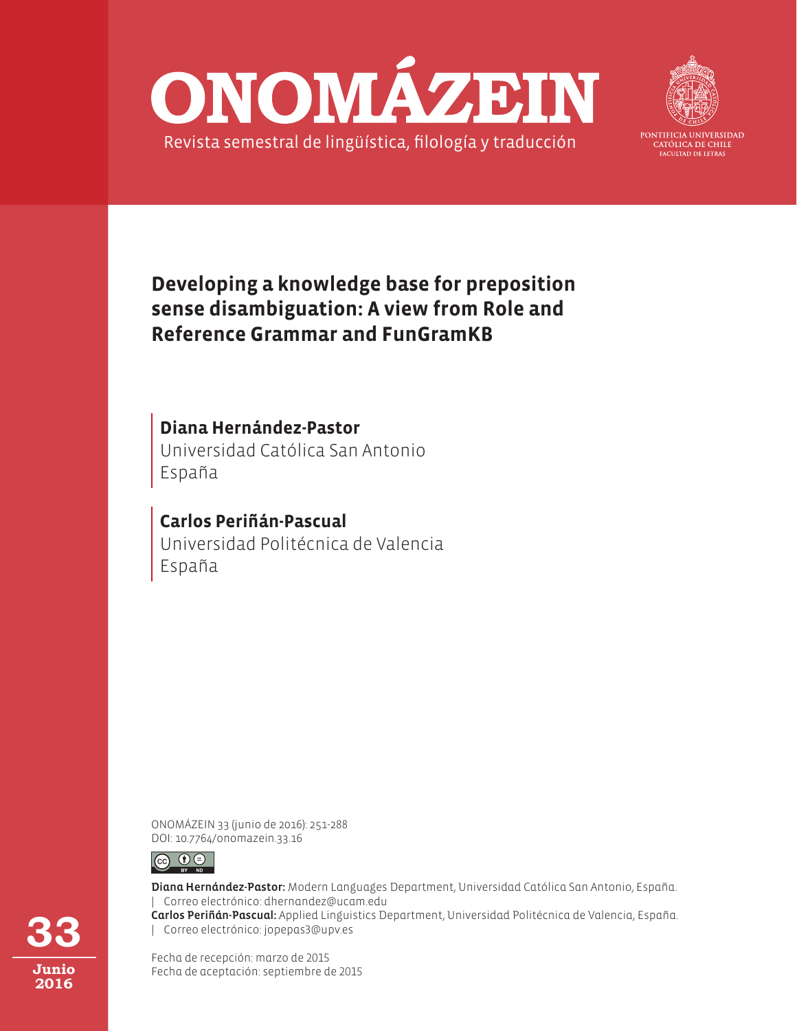# ONOMÁZEIN

Revista semestral de lingüística, filología y traducción

PONTIFICIA UNIVERSIDAD CATÓLICA DE CHILE
FACULTAD DE LETRAS

## Developing a knowledge base for preposition sense disambiguation: A view from Role and Reference Grammar and FunGramKB

**Diana Hernández-Pastor**
Universidad Católica San Antonio
España

**Carlos Periñán-Pascual**
Universidad Politécnica de Valencia
España

ONOMÁZEIN 33 (junio de 2016): 251-288
DOI: 10.7764/onomazein.33.16

**Diana Hernández-Pastor:** Modern Languages Department, Universidad Católica San Antonio, España.
| Correo electrónico: dhernandez@ucam.edu
**Carlos Periñán-Pascual:** Applied Linguistics Department, Universidad Politécnica de Valencia, España.
| Correo electrónico: jopepas3@upv.es

Fecha de recepción: marzo de 2015
Fecha de aceptación: septiembre de 2015

**33**
**Junio 2016**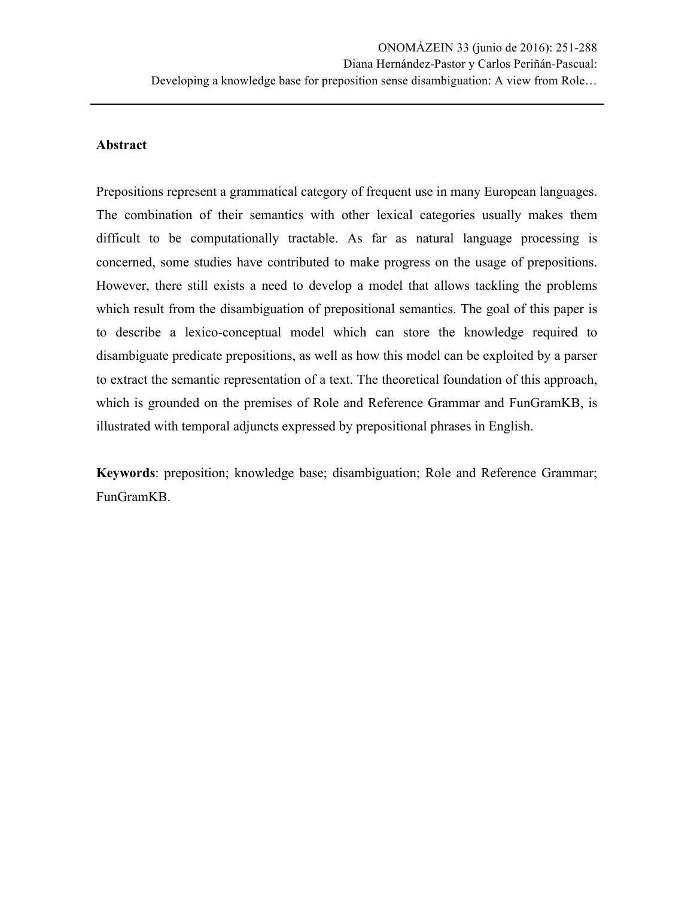**Abstract**

Prepositions represent a grammatical category of frequent use in many European languages. The combination of their semantics with other lexical categories usually makes them difficult to be computationally tractable. As far as natural language processing is concerned, some studies have contributed to make progress on the usage of prepositions. However, there still exists a need to develop a model that allows tackling the problems which result from the disambiguation of prepositional semantics. The goal of this paper is to describe a lexico-conceptual model which can store the knowledge required to disambiguate predicate prepositions, as well as how this model can be exploited by a parser to extract the semantic representation of a text. The theoretical foundation of this approach, which is grounded on the premises of Role and Reference Grammar and FunGramKB, is illustrated with temporal adjuncts expressed by prepositional phrases in English.

**Keywords**: preposition; knowledge base; disambiguation; Role and Reference Grammar; FunGramKB.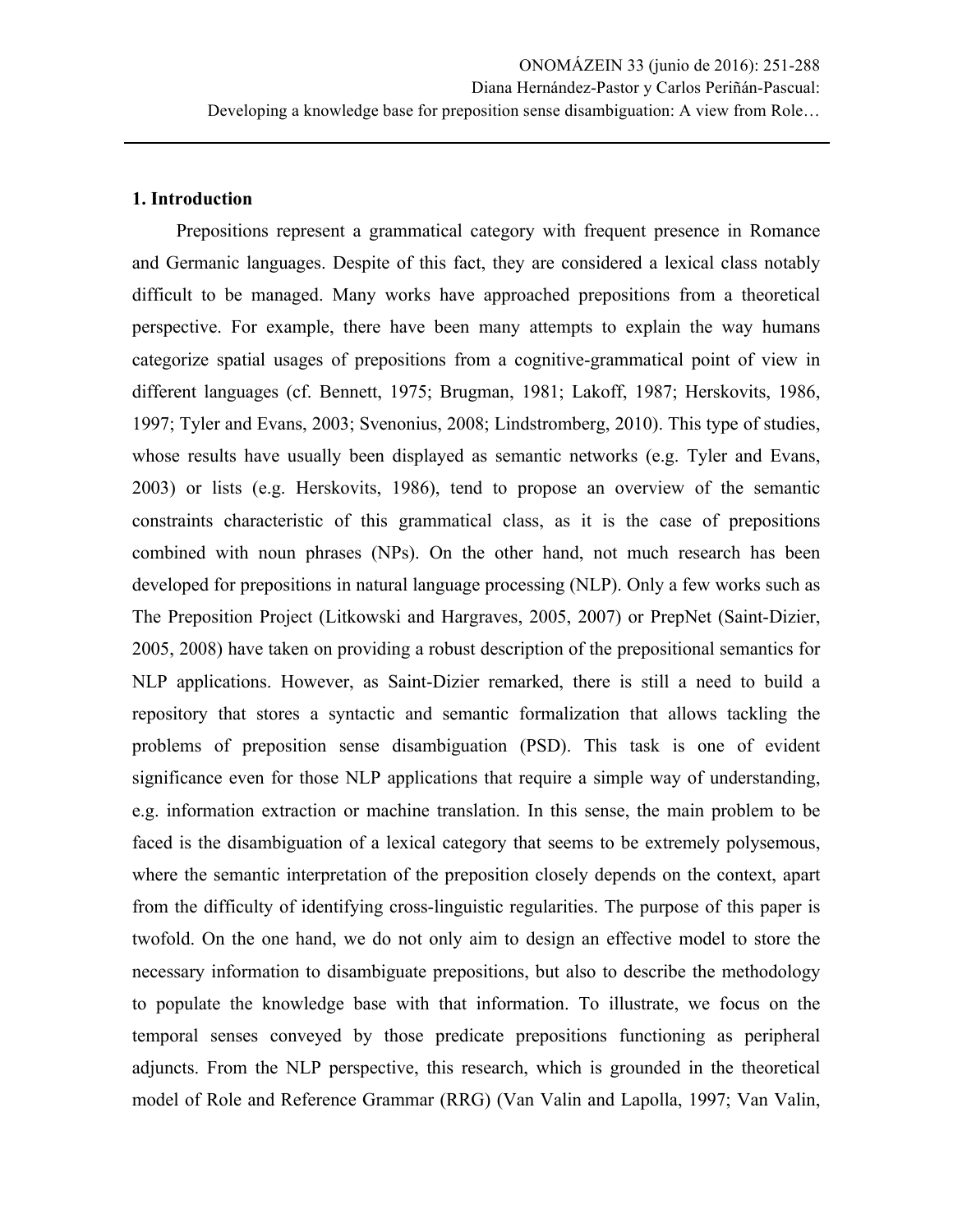## 1. Introduction

Prepositions represent a grammatical category with frequent presence in Romance and Germanic languages. Despite of this fact, they are considered a lexical class notably difficult to be managed. Many works have approached prepositions from a theoretical perspective. For example, there have been many attempts to explain the way humans categorize spatial usages of prepositions from a cognitive-grammatical point of view in different languages (cf. Bennett, 1975; Brugman, 1981; Lakoff, 1987; Herskovits, 1986, 1997; Tyler and Evans, 2003; Svenonius, 2008; Lindstromberg, 2010). This type of studies, whose results have usually been displayed as semantic networks (e.g. Tyler and Evans, 2003) or lists (e.g. Herskovits, 1986), tend to propose an overview of the semantic constraints characteristic of this grammatical class, as it is the case of prepositions combined with noun phrases (NPs). On the other hand, not much research has been developed for prepositions in natural language processing (NLP). Only a few works such as The Preposition Project (Litkowski and Hargraves, 2005, 2007) or PrepNet (Saint-Dizier, 2005, 2008) have taken on providing a robust description of the prepositional semantics for NLP applications. However, as Saint-Dizier remarked, there is still a need to build a repository that stores a syntactic and semantic formalization that allows tackling the problems of preposition sense disambiguation (PSD). This task is one of evident significance even for those NLP applications that require a simple way of understanding, e.g. information extraction or machine translation. In this sense, the main problem to be faced is the disambiguation of a lexical category that seems to be extremely polysemous, where the semantic interpretation of the preposition closely depends on the context, apart from the difficulty of identifying cross-linguistic regularities. The purpose of this paper is twofold. On the one hand, we do not only aim to design an effective model to store the necessary information to disambiguate prepositions, but also to describe the methodology to populate the knowledge base with that information. To illustrate, we focus on the temporal senses conveyed by those predicate prepositions functioning as peripheral adjuncts. From the NLP perspective, this research, which is grounded in the theoretical model of Role and Reference Grammar (RRG) (Van Valin and Lapolla, 1997; Van Valin,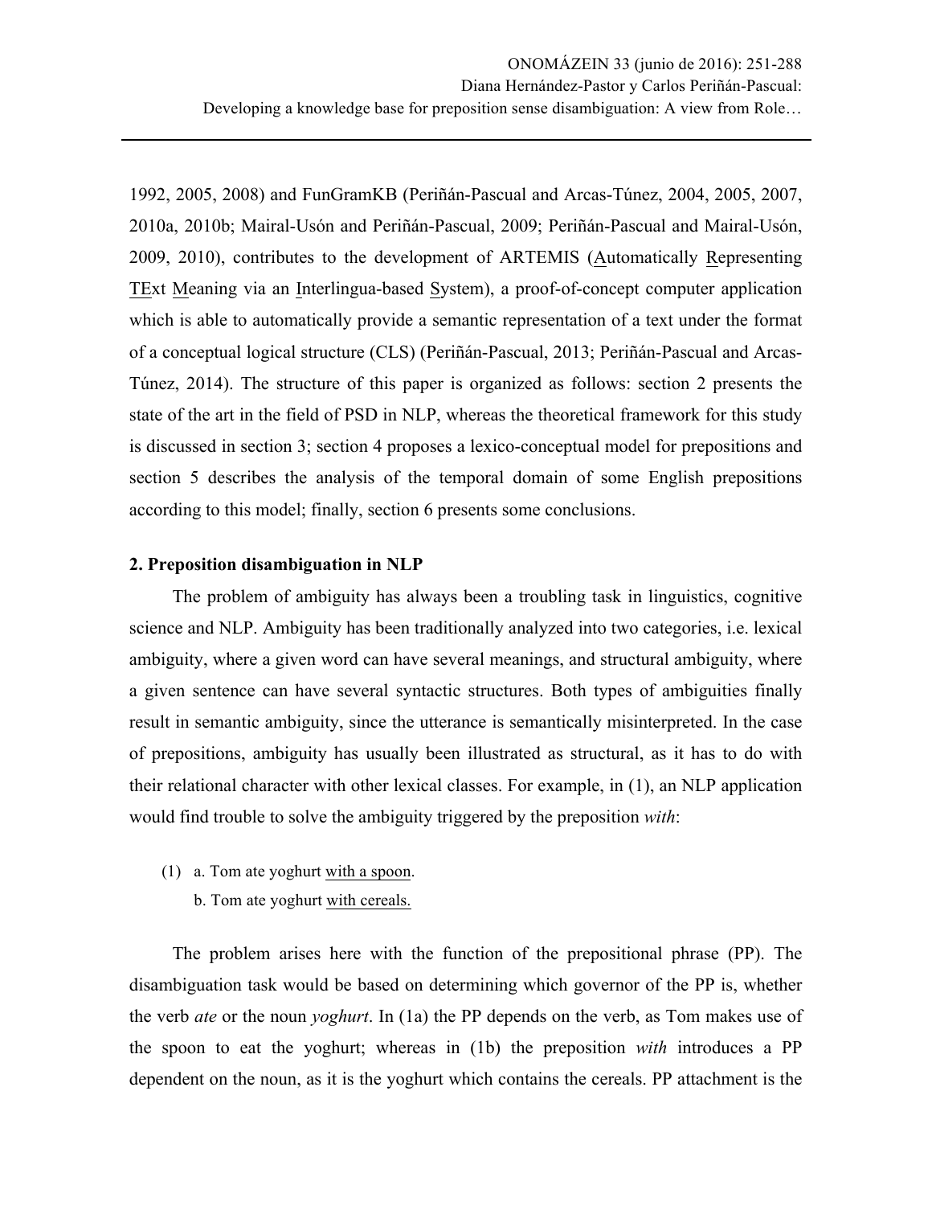1992, 2005, 2008) and FunGramKB (Periñán-Pascual and Arcas-Túnez, 2004, 2005, 2007, 2010a, 2010b; Mairal-Usón and Periñán-Pascual, 2009; Periñán-Pascual and Mairal-Usón, 2009, 2010), contributes to the development of ARTEMIS (Automatically Representing TExt Meaning via an Interlingua-based System), a proof-of-concept computer application which is able to automatically provide a semantic representation of a text under the format of a conceptual logical structure (CLS) (Periñán-Pascual, 2013; Periñán-Pascual and Arcas-Túnez, 2014). The structure of this paper is organized as follows: section 2 presents the state of the art in the field of PSD in NLP, whereas the theoretical framework for this study is discussed in section 3; section 4 proposes a lexico-conceptual model for prepositions and section 5 describes the analysis of the temporal domain of some English prepositions according to this model; finally, section 6 presents some conclusions.

## 2. Preposition disambiguation in NLP

The problem of ambiguity has always been a troubling task in linguistics, cognitive science and NLP. Ambiguity has been traditionally analyzed into two categories, i.e. lexical ambiguity, where a given word can have several meanings, and structural ambiguity, where a given sentence can have several syntactic structures. Both types of ambiguities finally result in semantic ambiguity, since the utterance is semantically misinterpreted. In the case of prepositions, ambiguity has usually been illustrated as structural, as it has to do with their relational character with other lexical classes. For example, in (1), an NLP application would find trouble to solve the ambiguity triggered by the preposition *with*:

(1) a. Tom ate yoghurt with a spoon.
    b. Tom ate yoghurt with cereals.

The problem arises here with the function of the prepositional phrase (PP). The disambiguation task would be based on determining which governor of the PP is, whether the verb *ate* or the noun *yoghurt*. In (1a) the PP depends on the verb, as Tom makes use of the spoon to eat the yoghurt; whereas in (1b) the preposition *with* introduces a PP dependent on the noun, as it is the yoghurt which contains the cereals. PP attachment is the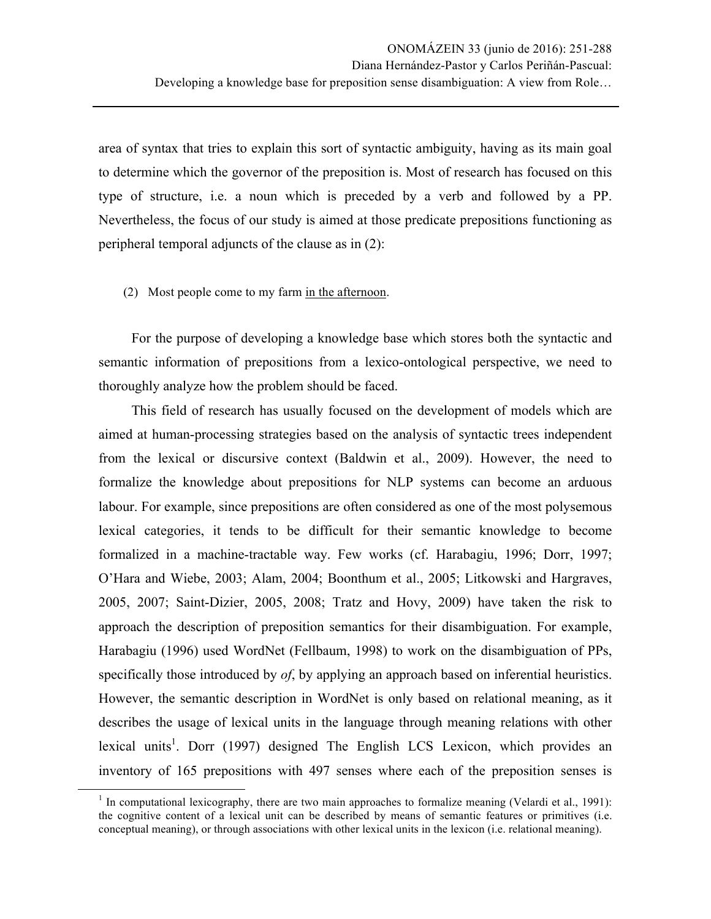area of syntax that tries to explain this sort of syntactic ambiguity, having as its main goal to determine which the governor of the preposition is. Most of research has focused on this type of structure, i.e. a noun which is preceded by a verb and followed by a PP. Nevertheless, the focus of our study is aimed at those predicate prepositions functioning as peripheral temporal adjuncts of the clause as in (2):

(2) Most people come to my farm <u>in the afternoon</u>.

For the purpose of developing a knowledge base which stores both the syntactic and semantic information of prepositions from a lexico-ontological perspective, we need to thoroughly analyze how the problem should be faced.

This field of research has usually focused on the development of models which are aimed at human-processing strategies based on the analysis of syntactic trees independent from the lexical or discursive context (Baldwin et al., 2009). However, the need to formalize the knowledge about prepositions for NLP systems can become an arduous labour. For example, since prepositions are often considered as one of the most polysemous lexical categories, it tends to be difficult for their semantic knowledge to become formalized in a machine-tractable way. Few works (cf. Harabagiu, 1996; Dorr, 1997; O'Hara and Wiebe, 2003; Alam, 2004; Boonthum et al., 2005; Litkowski and Hargraves, 2005, 2007; Saint-Dizier, 2005, 2008; Tratz and Hovy, 2009) have taken the risk to approach the description of preposition semantics for their disambiguation. For example, Harabagiu (1996) used WordNet (Fellbaum, 1998) to work on the disambiguation of PPs, specifically those introduced by *of*, by applying an approach based on inferential heuristics. However, the semantic description in WordNet is only based on relational meaning, as it describes the usage of lexical units in the language through meaning relations with other lexical units[1]. Dorr (1997) designed The English LCS Lexicon, which provides an inventory of 165 prepositions with 497 senses where each of the preposition senses is

[1] In computational lexicography, there are two main approaches to formalize meaning (Velardi et al., 1991): the cognitive content of a lexical unit can be described by means of semantic features or primitives (i.e. conceptual meaning), or through associations with other lexical units in the lexicon (i.e. relational meaning).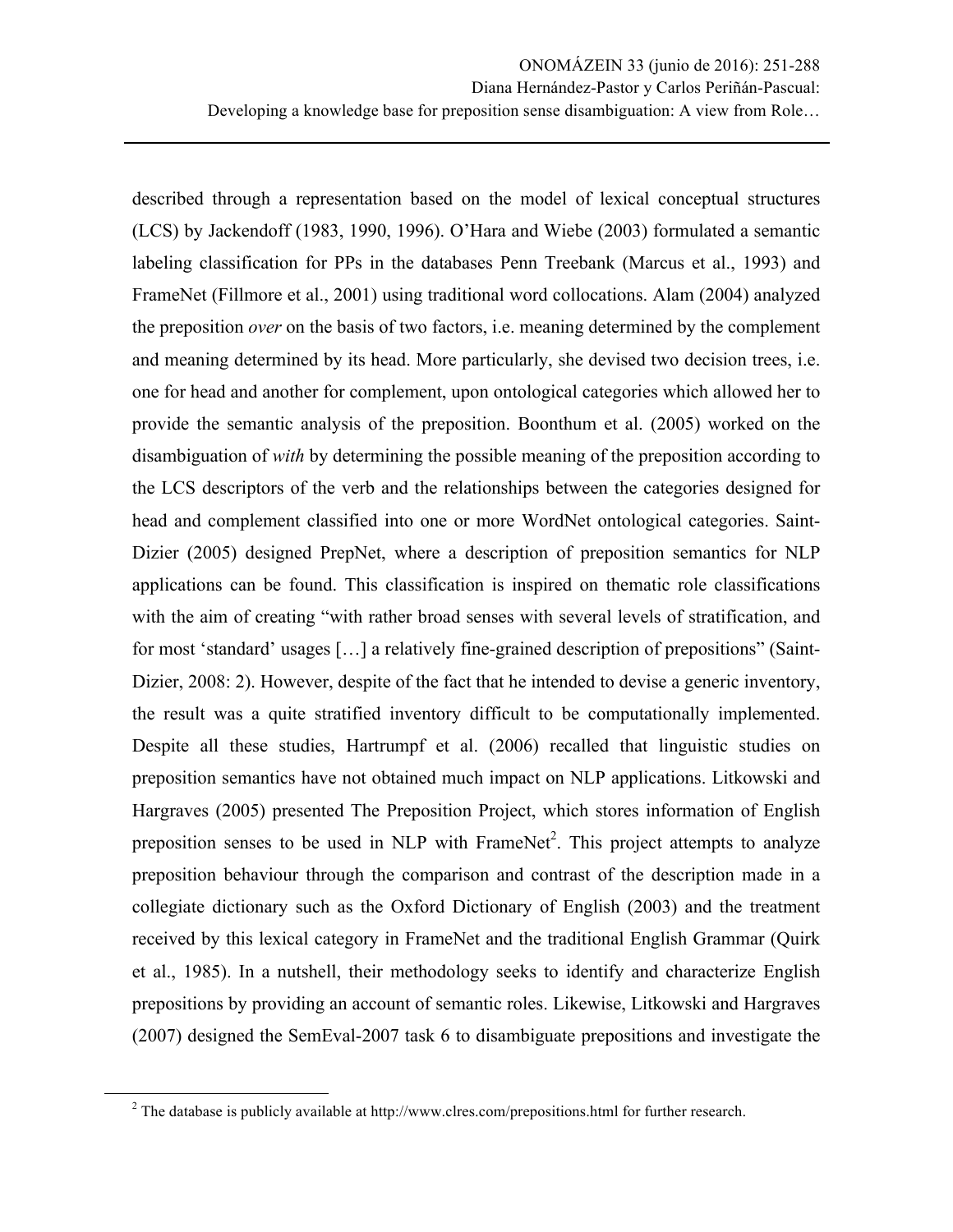described through a representation based on the model of lexical conceptual structures (LCS) by Jackendoff (1983, 1990, 1996). O'Hara and Wiebe (2003) formulated a semantic labeling classification for PPs in the databases Penn Treebank (Marcus et al., 1993) and FrameNet (Fillmore et al., 2001) using traditional word collocations. Alam (2004) analyzed the preposition *over* on the basis of two factors, i.e. meaning determined by the complement and meaning determined by its head. More particularly, she devised two decision trees, i.e. one for head and another for complement, upon ontological categories which allowed her to provide the semantic analysis of the preposition. Boonthum et al. (2005) worked on the disambiguation of *with* by determining the possible meaning of the preposition according to the LCS descriptors of the verb and the relationships between the categories designed for head and complement classified into one or more WordNet ontological categories. Saint-Dizier (2005) designed PrepNet, where a description of preposition semantics for NLP applications can be found. This classification is inspired on thematic role classifications with the aim of creating "with rather broad senses with several levels of stratification, and for most 'standard' usages […] a relatively fine-grained description of prepositions" (Saint-Dizier, 2008: 2). However, despite of the fact that he intended to devise a generic inventory, the result was a quite stratified inventory difficult to be computationally implemented. Despite all these studies, Hartrumpf et al. (2006) recalled that linguistic studies on preposition semantics have not obtained much impact on NLP applications. Litkowski and Hargraves (2005) presented The Preposition Project, which stores information of English preposition senses to be used in NLP with FrameNet[2]. This project attempts to analyze preposition behaviour through the comparison and contrast of the description made in a collegiate dictionary such as the Oxford Dictionary of English (2003) and the treatment received by this lexical category in FrameNet and the traditional English Grammar (Quirk et al., 1985). In a nutshell, their methodology seeks to identify and characterize English prepositions by providing an account of semantic roles. Likewise, Litkowski and Hargraves (2007) designed the SemEval-2007 task 6 to disambiguate prepositions and investigate the

[2] The database is publicly available at http://www.clres.com/prepositions.html for further research.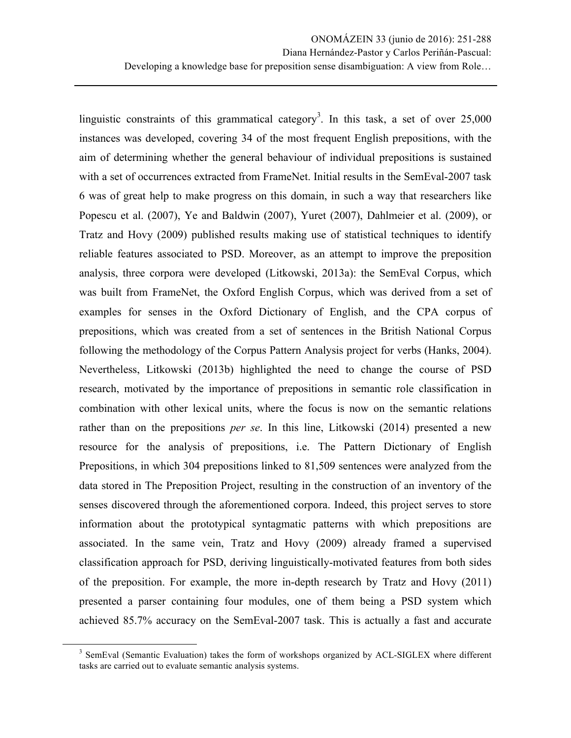linguistic constraints of this grammatical category[3]. In this task, a set of over 25,000 instances was developed, covering 34 of the most frequent English prepositions, with the aim of determining whether the general behaviour of individual prepositions is sustained with a set of occurrences extracted from FrameNet. Initial results in the SemEval-2007 task 6 was of great help to make progress on this domain, in such a way that researchers like Popescu et al. (2007), Ye and Baldwin (2007), Yuret (2007), Dahlmeier et al. (2009), or Tratz and Hovy (2009) published results making use of statistical techniques to identify reliable features associated to PSD. Moreover, as an attempt to improve the preposition analysis, three corpora were developed (Litkowski, 2013a): the SemEval Corpus, which was built from FrameNet, the Oxford English Corpus, which was derived from a set of examples for senses in the Oxford Dictionary of English, and the CPA corpus of prepositions, which was created from a set of sentences in the British National Corpus following the methodology of the Corpus Pattern Analysis project for verbs (Hanks, 2004). Nevertheless, Litkowski (2013b) highlighted the need to change the course of PSD research, motivated by the importance of prepositions in semantic role classification in combination with other lexical units, where the focus is now on the semantic relations rather than on the prepositions *per se*. In this line, Litkowski (2014) presented a new resource for the analysis of prepositions, i.e. The Pattern Dictionary of English Prepositions, in which 304 prepositions linked to 81,509 sentences were analyzed from the data stored in The Preposition Project, resulting in the construction of an inventory of the senses discovered through the aforementioned corpora. Indeed, this project serves to store information about the prototypical syntagmatic patterns with which prepositions are associated. In the same vein, Tratz and Hovy (2009) already framed a supervised classification approach for PSD, deriving linguistically-motivated features from both sides of the preposition. For example, the more in-depth research by Tratz and Hovy (2011) presented a parser containing four modules, one of them being a PSD system which achieved 85.7% accuracy on the SemEval-2007 task. This is actually a fast and accurate

[3] SemEval (Semantic Evaluation) takes the form of workshops organized by ACL-SIGLEX where different tasks are carried out to evaluate semantic analysis systems.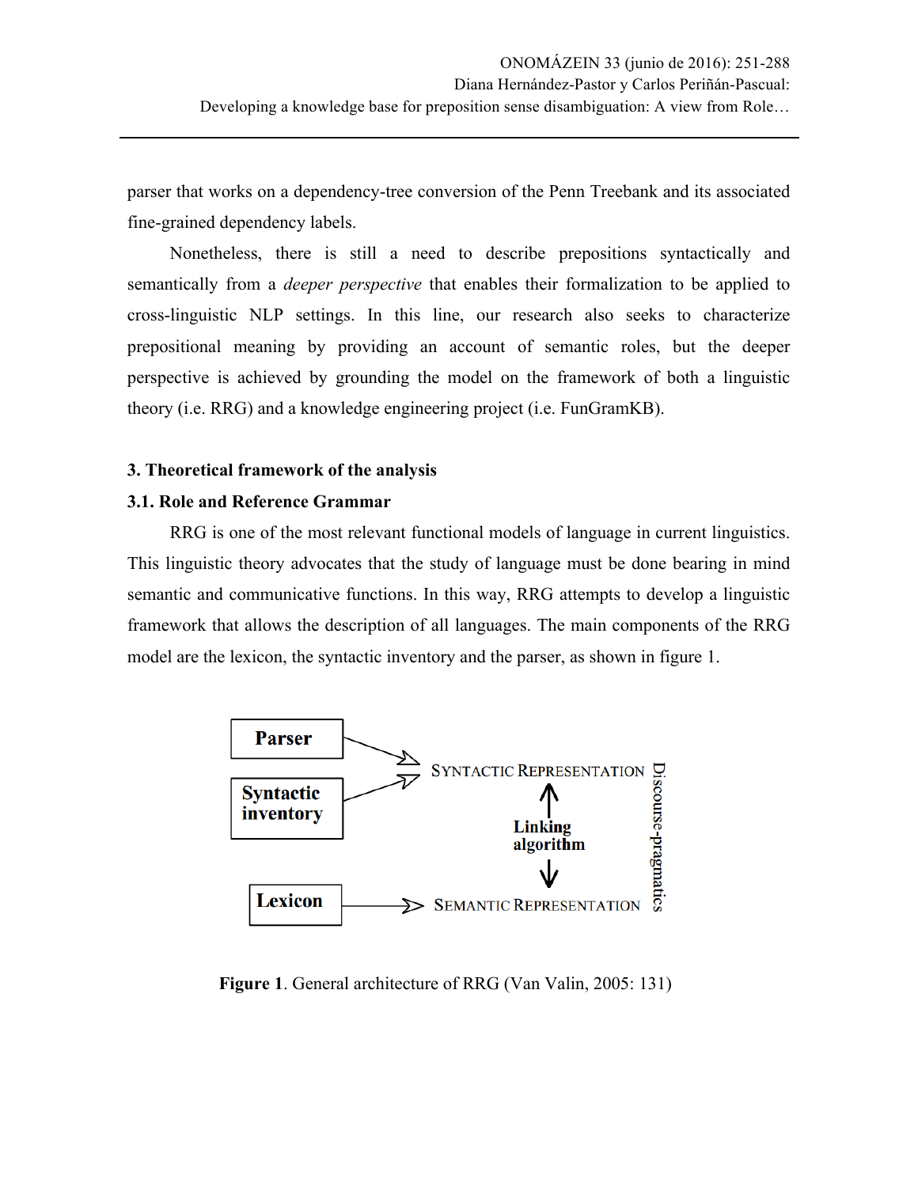parser that works on a dependency-tree conversion of the Penn Treebank and its associated fine-grained dependency labels.

Nonetheless, there is still a need to describe prepositions syntactically and semantically from a *deeper perspective* that enables their formalization to be applied to cross-linguistic NLP settings. In this line, our research also seeks to characterize prepositional meaning by providing an account of semantic roles, but the deeper perspective is achieved by grounding the model on the framework of both a linguistic theory (i.e. RRG) and a knowledge engineering project (i.e. FunGramKB).

### 3. Theoretical framework of the analysis

#### 3.1. Role and Reference Grammar

RRG is one of the most relevant functional models of language in current linguistics. This linguistic theory advocates that the study of language must be done bearing in mind semantic and communicative functions. In this way, RRG attempts to develop a linguistic framework that allows the description of all languages. The main components of the RRG model are the lexicon, the syntactic inventory and the parser, as shown in figure 1.

Parser → SYNTACTIC REPRESENTATION
Syntactic inventory → SYNTACTIC REPRESENTATION
Linking algorithm (SYNTACTIC REPRESENTATION ↔ SEMANTIC REPRESENTATION)
Lexicon → SEMANTIC REPRESENTATION
Discourse-pragmatics

**Figure 1**. General architecture of RRG (Van Valin, 2005: 131)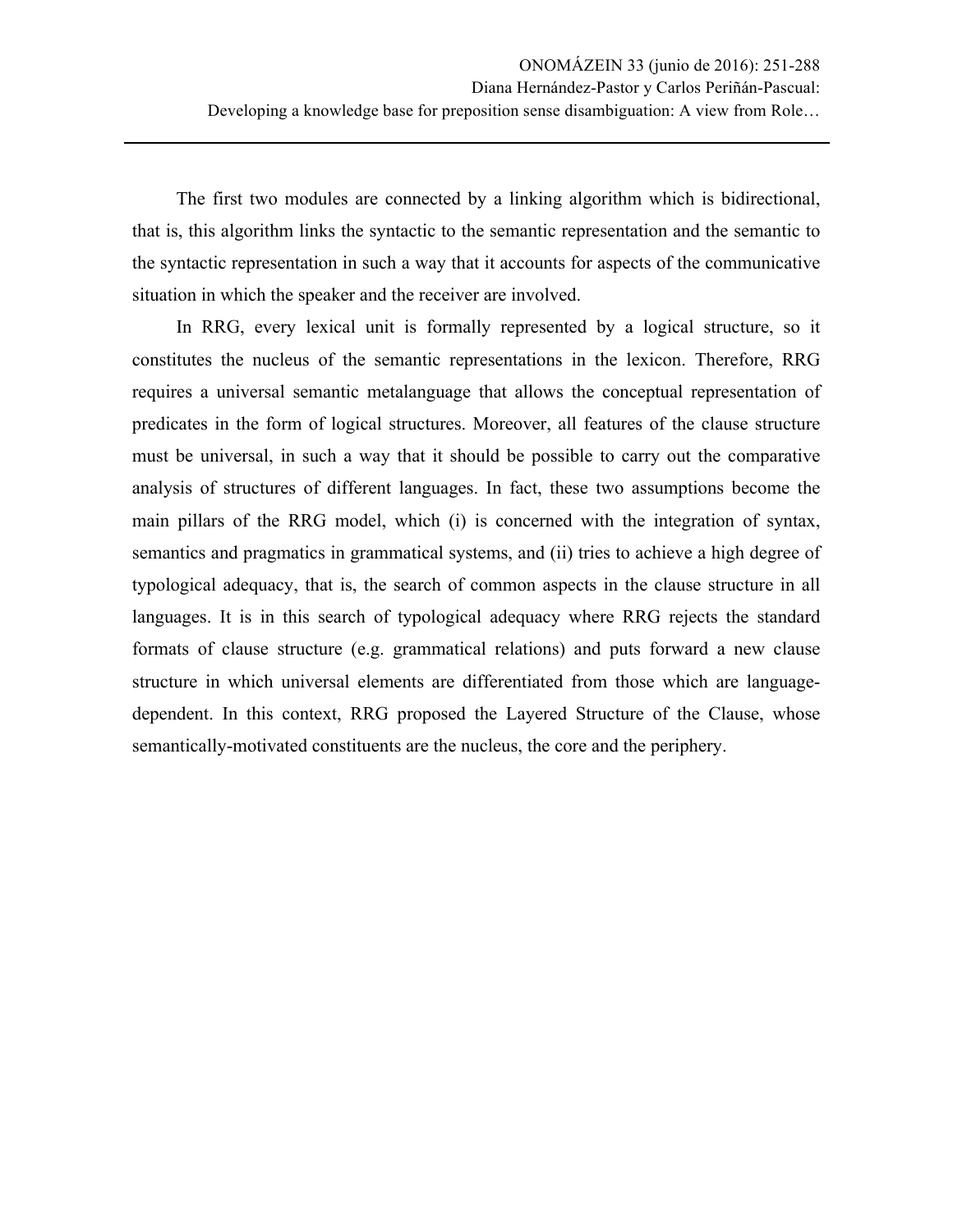The first two modules are connected by a linking algorithm which is bidirectional, that is, this algorithm links the syntactic to the semantic representation and the semantic to the syntactic representation in such a way that it accounts for aspects of the communicative situation in which the speaker and the receiver are involved.

In RRG, every lexical unit is formally represented by a logical structure, so it constitutes the nucleus of the semantic representations in the lexicon. Therefore, RRG requires a universal semantic metalanguage that allows the conceptual representation of predicates in the form of logical structures. Moreover, all features of the clause structure must be universal, in such a way that it should be possible to carry out the comparative analysis of structures of different languages. In fact, these two assumptions become the main pillars of the RRG model, which (i) is concerned with the integration of syntax, semantics and pragmatics in grammatical systems, and (ii) tries to achieve a high degree of typological adequacy, that is, the search of common aspects in the clause structure in all languages. It is in this search of typological adequacy where RRG rejects the standard formats of clause structure (e.g. grammatical relations) and puts forward a new clause structure in which universal elements are differentiated from those which are language-dependent. In this context, RRG proposed the Layered Structure of the Clause, whose semantically-motivated constituents are the nucleus, the core and the periphery.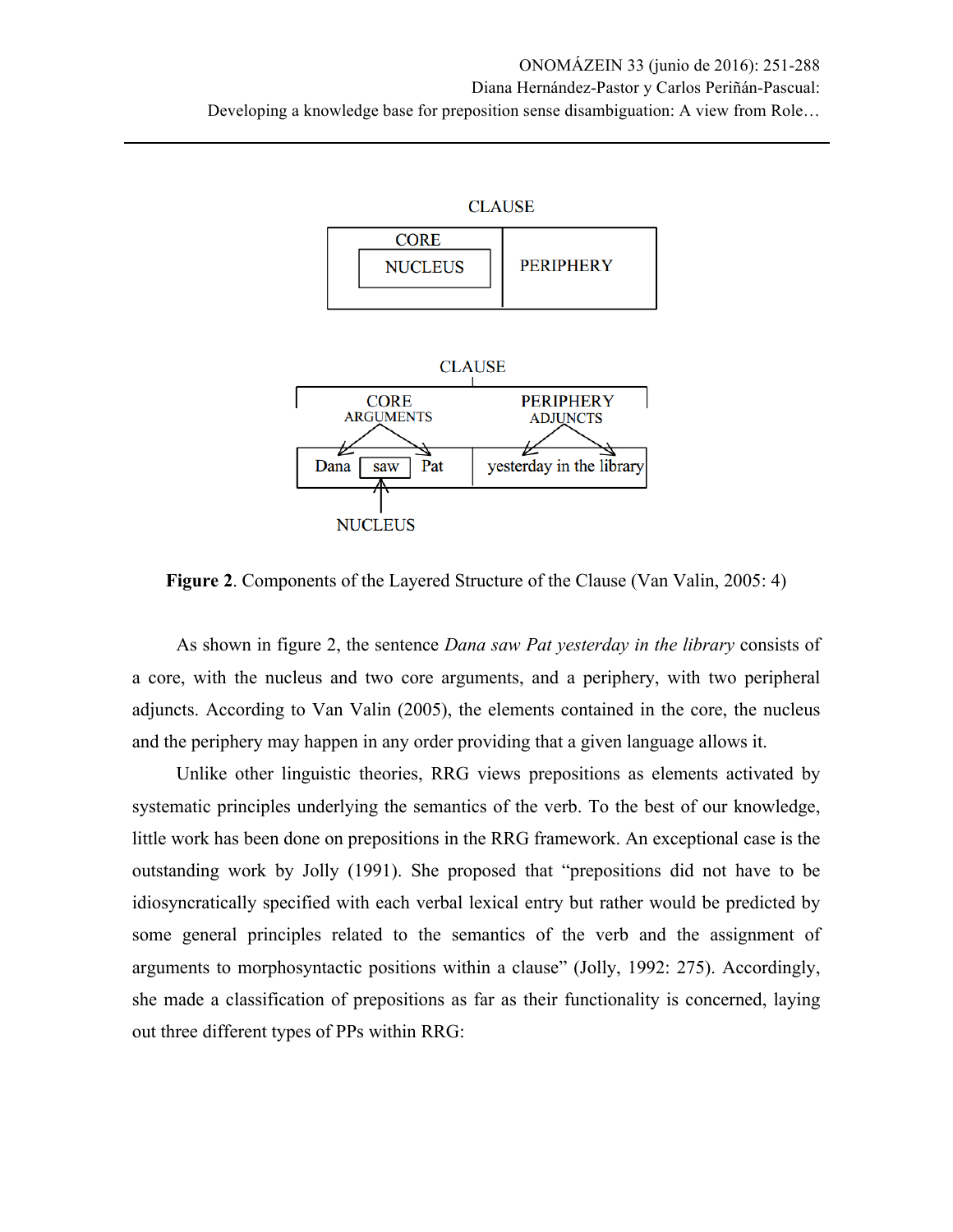**Figure 2**. Components of the Layered Structure of the Clause (Van Valin, 2005: 4)

As shown in figure 2, the sentence *Dana saw Pat yesterday in the library* consists of a core, with the nucleus and two core arguments, and a periphery, with two peripheral adjuncts. According to Van Valin (2005), the elements contained in the core, the nucleus and the periphery may happen in any order providing that a given language allows it.

Unlike other linguistic theories, RRG views prepositions as elements activated by systematic principles underlying the semantics of the verb. To the best of our knowledge, little work has been done on prepositions in the RRG framework. An exceptional case is the outstanding work by Jolly (1991). She proposed that "prepositions did not have to be idiosyncratically specified with each verbal lexical entry but rather would be predicted by some general principles related to the semantics of the verb and the assignment of arguments to morphosyntactic positions within a clause" (Jolly, 1992: 275). Accordingly, she made a classification of prepositions as far as their functionality is concerned, laying out three different types of PPs within RRG: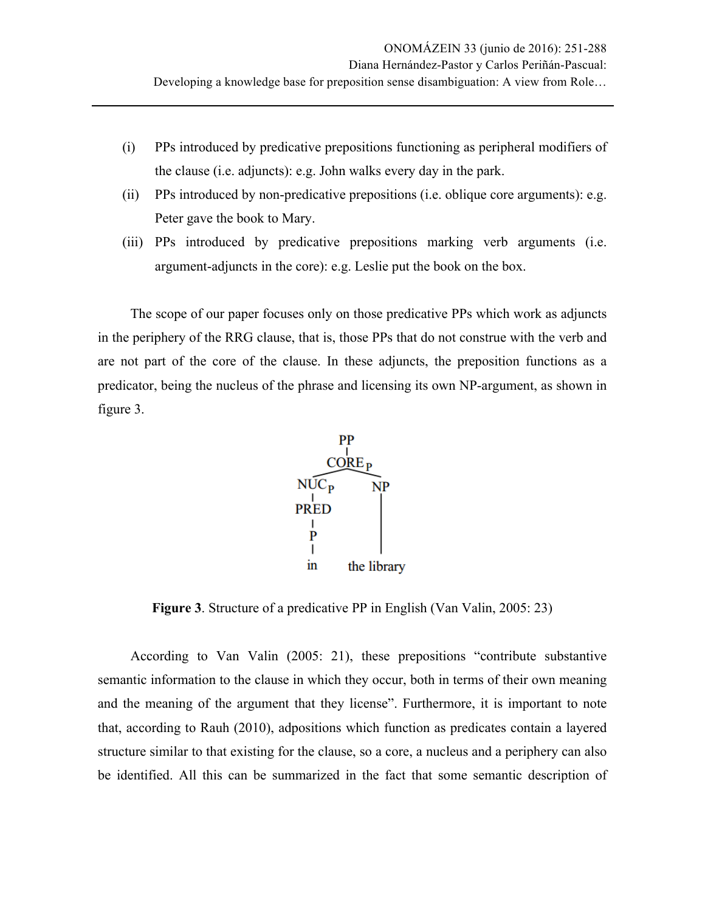(i) PPs introduced by predicative prepositions functioning as peripheral modifiers of the clause (i.e. adjuncts): e.g. John walks every day in the park.

(ii) PPs introduced by non-predicative prepositions (i.e. oblique core arguments): e.g. Peter gave the book to Mary.

(iii) PPs introduced by predicative prepositions marking verb arguments (i.e. argument-adjuncts in the core): e.g. Leslie put the book on the box.

The scope of our paper focuses only on those predicative PPs which work as adjuncts in the periphery of the RRG clause, that is, those PPs that do not construe with the verb and are not part of the core of the clause. In these adjuncts, the preposition functions as a predicator, being the nucleus of the phrase and licensing its own NP-argument, as shown in figure 3.

```
          PP
          |
        CORE_P
       /      \
    NUC_P      NP
      |        |
    PRED       |
      |        |
      P        |
      |        |
     in    the library
```

**Figure 3**. Structure of a predicative PP in English (Van Valin, 2005: 23)

According to Van Valin (2005: 21), these prepositions "contribute substantive semantic information to the clause in which they occur, both in terms of their own meaning and the meaning of the argument that they license". Furthermore, it is important to note that, according to Rauh (2010), adpositions which function as predicates contain a layered structure similar to that existing for the clause, so a core, a nucleus and a periphery can also be identified. All this can be summarized in the fact that some semantic description of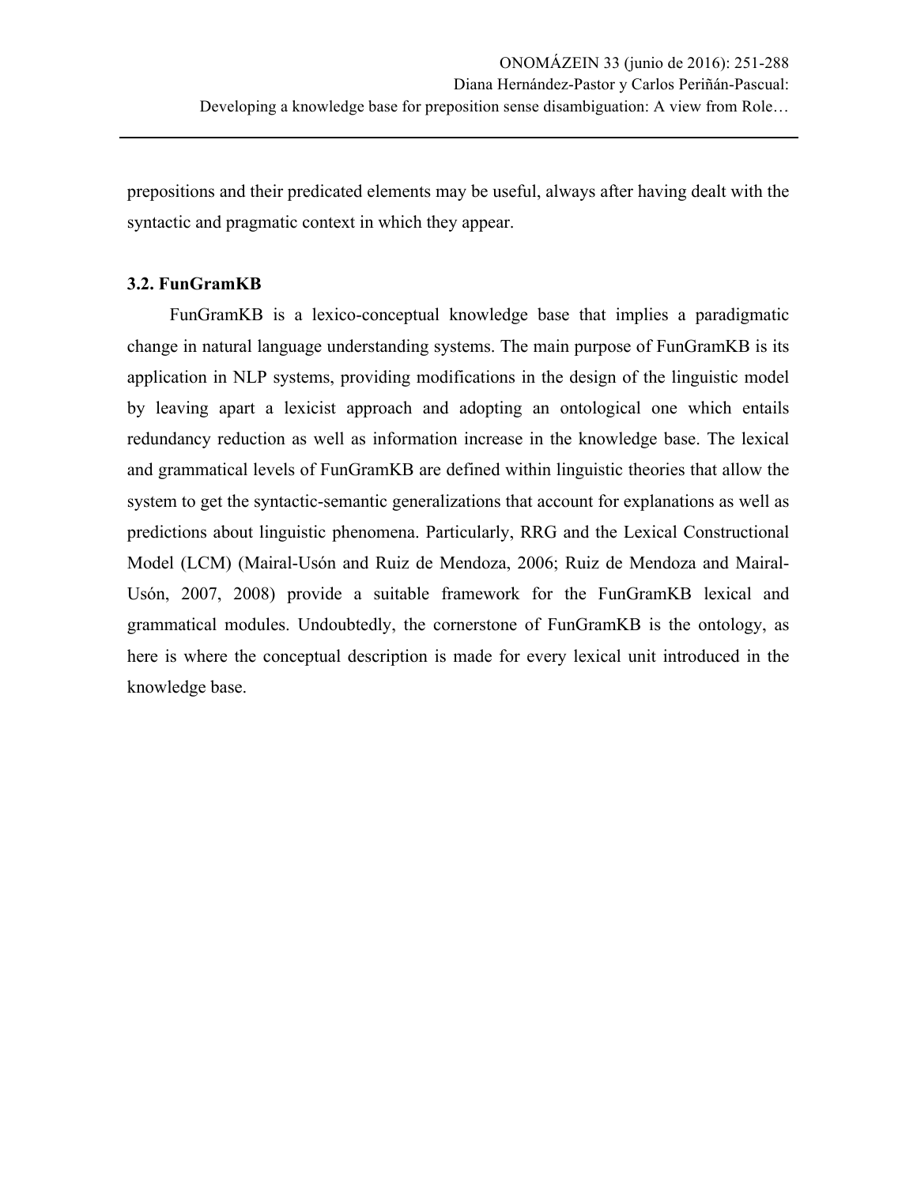prepositions and their predicated elements may be useful, always after having dealt with the syntactic and pragmatic context in which they appear.

### 3.2. FunGramKB

FunGramKB is a lexico-conceptual knowledge base that implies a paradigmatic change in natural language understanding systems. The main purpose of FunGramKB is its application in NLP systems, providing modifications in the design of the linguistic model by leaving apart a lexicist approach and adopting an ontological one which entails redundancy reduction as well as information increase in the knowledge base. The lexical and grammatical levels of FunGramKB are defined within linguistic theories that allow the system to get the syntactic-semantic generalizations that account for explanations as well as predictions about linguistic phenomena. Particularly, RRG and the Lexical Constructional Model (LCM) (Mairal-Usón and Ruiz de Mendoza, 2006; Ruiz de Mendoza and Mairal-Usón, 2007, 2008) provide a suitable framework for the FunGramKB lexical and grammatical modules. Undoubtedly, the cornerstone of FunGramKB is the ontology, as here is where the conceptual description is made for every lexical unit introduced in the knowledge base.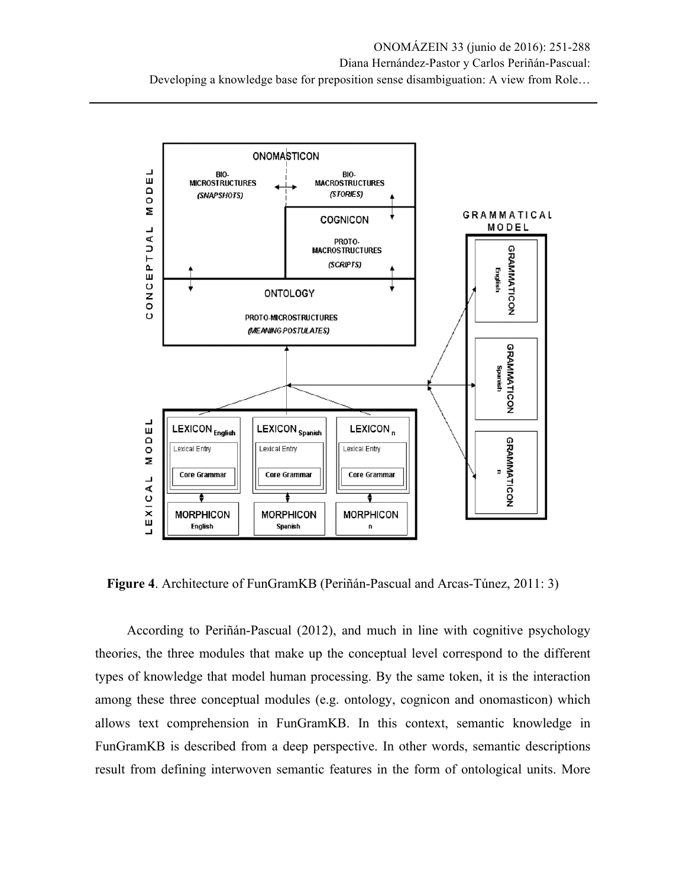**Figure 4**. Architecture of FunGramKB (Periñán-Pascual and Arcas-Túnez, 2011: 3)

According to Periñán-Pascual (2012), and much in line with cognitive psychology theories, the three modules that make up the conceptual level correspond to the different types of knowledge that model human processing. By the same token, it is the interaction among these three conceptual modules (e.g. ontology, cognicon and onomasticon) which allows text comprehension in FunGramKB. In this context, semantic knowledge in FunGramKB is described from a deep perspective. In other words, semantic descriptions result from defining interwoven semantic features in the form of ontological units. More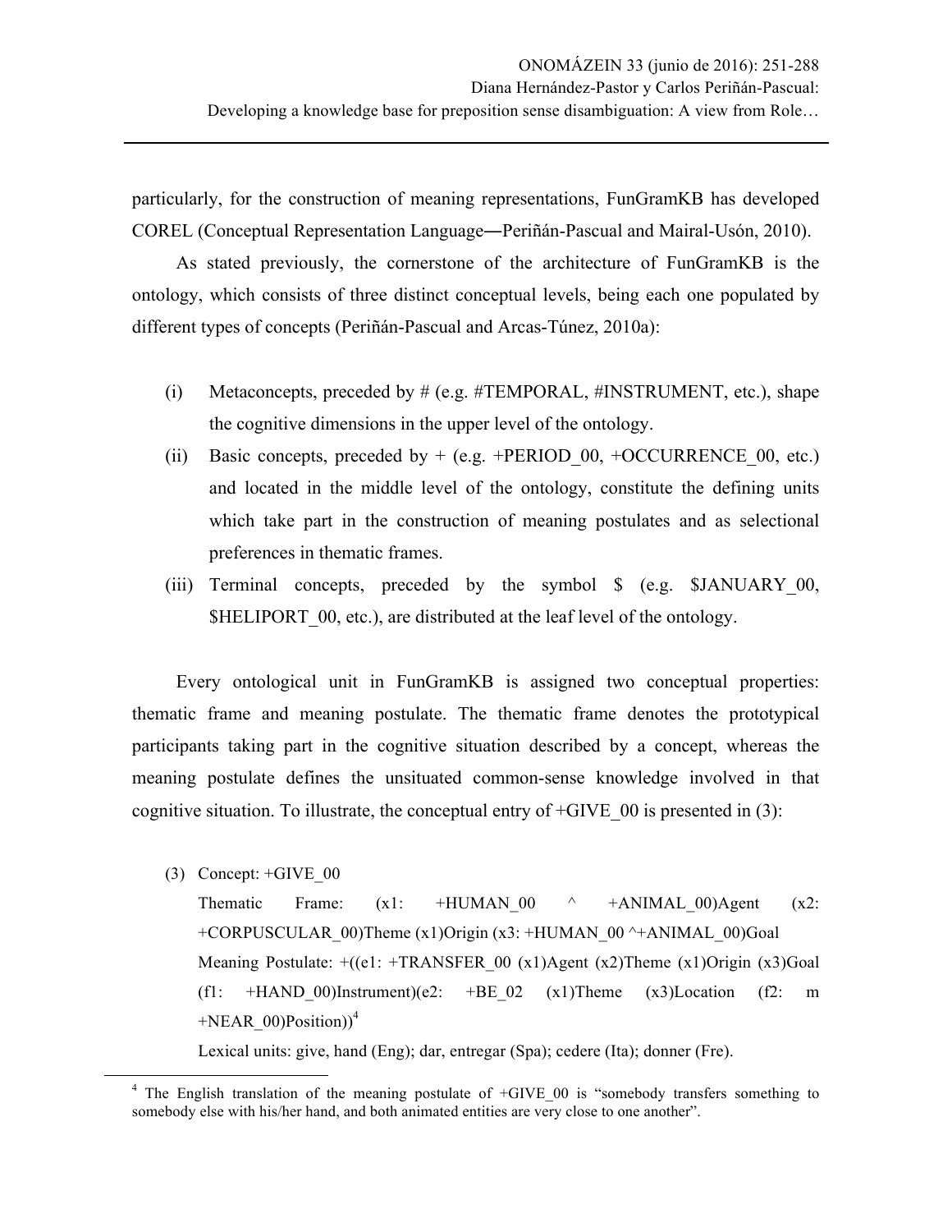particularly, for the construction of meaning representations, FunGramKB has developed COREL (Conceptual Representation Language―Periñán-Pascual and Mairal-Usón, 2010).

As stated previously, the cornerstone of the architecture of FunGramKB is the ontology, which consists of three distinct conceptual levels, being each one populated by different types of concepts (Periñán-Pascual and Arcas-Túnez, 2010a):

(i) Metaconcepts, preceded by # (e.g. #TEMPORAL, #INSTRUMENT, etc.), shape the cognitive dimensions in the upper level of the ontology.

(ii) Basic concepts, preceded by + (e.g. +PERIOD_00, +OCCURRENCE_00, etc.) and located in the middle level of the ontology, constitute the defining units which take part in the construction of meaning postulates and as selectional preferences in thematic frames.

(iii) Terminal concepts, preceded by the symbol $ (e.g. $JANUARY_00, $HELIPORT_00, etc.), are distributed at the leaf level of the ontology.

Every ontological unit in FunGramKB is assigned two conceptual properties: thematic frame and meaning postulate. The thematic frame denotes the prototypical participants taking part in the cognitive situation described by a concept, whereas the meaning postulate defines the unsituated common-sense knowledge involved in that cognitive situation. To illustrate, the conceptual entry of +GIVE_00 is presented in (3):

(3) Concept: +GIVE_00

Thematic Frame: (x1: +HUMAN_00 ^ +ANIMAL_00)Agent (x2: +CORPUSCULAR_00)Theme (x1)Origin (x3: +HUMAN_00 ^+ANIMAL_00)Goal

Meaning Postulate: +((e1: +TRANSFER_00 (x1)Agent (x2)Theme (x1)Origin (x3)Goal (f1: +HAND_00)Instrument)(e2: +BE_02 (x1)Theme (x3)Location (f2: m +NEAR_00)Position))[4]

Lexical units: give, hand (Eng); dar, entregar (Spa); cedere (Ita); donner (Fre).

[4] The English translation of the meaning postulate of +GIVE_00 is "somebody transfers something to somebody else with his/her hand, and both animated entities are very close to one another".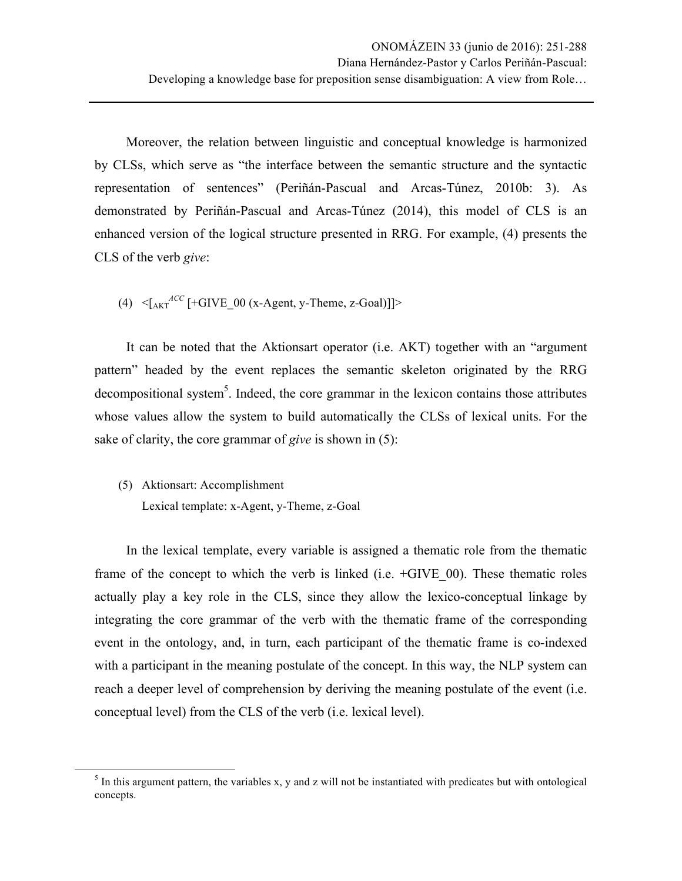Moreover, the relation between linguistic and conceptual knowledge is harmonized by CLSs, which serve as "the interface between the semantic structure and the syntactic representation of sentences" (Periñán-Pascual and Arcas-Túnez, 2010b: 3). As demonstrated by Periñán-Pascual and Arcas-Túnez (2014), this model of CLS is an enhanced version of the logical structure presented in RRG. For example, (4) presents the CLS of the verb *give*:

(4) <[$_{AKT}^{ACC}$ [+GIVE_00 (x-Agent, y-Theme, z-Goal)]]>

It can be noted that the Aktionsart operator (i.e. AKT) together with an "argument pattern" headed by the event replaces the semantic skeleton originated by the RRG decompositional system[5]. Indeed, the core grammar in the lexicon contains those attributes whose values allow the system to build automatically the CLSs of lexical units. For the sake of clarity, the core grammar of *give* is shown in (5):

(5) Aktionsart: Accomplishment
Lexical template: x-Agent, y-Theme, z-Goal

In the lexical template, every variable is assigned a thematic role from the thematic frame of the concept to which the verb is linked (i.e. +GIVE_00). These thematic roles actually play a key role in the CLS, since they allow the lexico-conceptual linkage by integrating the core grammar of the verb with the thematic frame of the corresponding event in the ontology, and, in turn, each participant of the thematic frame is co-indexed with a participant in the meaning postulate of the concept. In this way, the NLP system can reach a deeper level of comprehension by deriving the meaning postulate of the event (i.e. conceptual level) from the CLS of the verb (i.e. lexical level).

[5] In this argument pattern, the variables x, y and z will not be instantiated with predicates but with ontological concepts.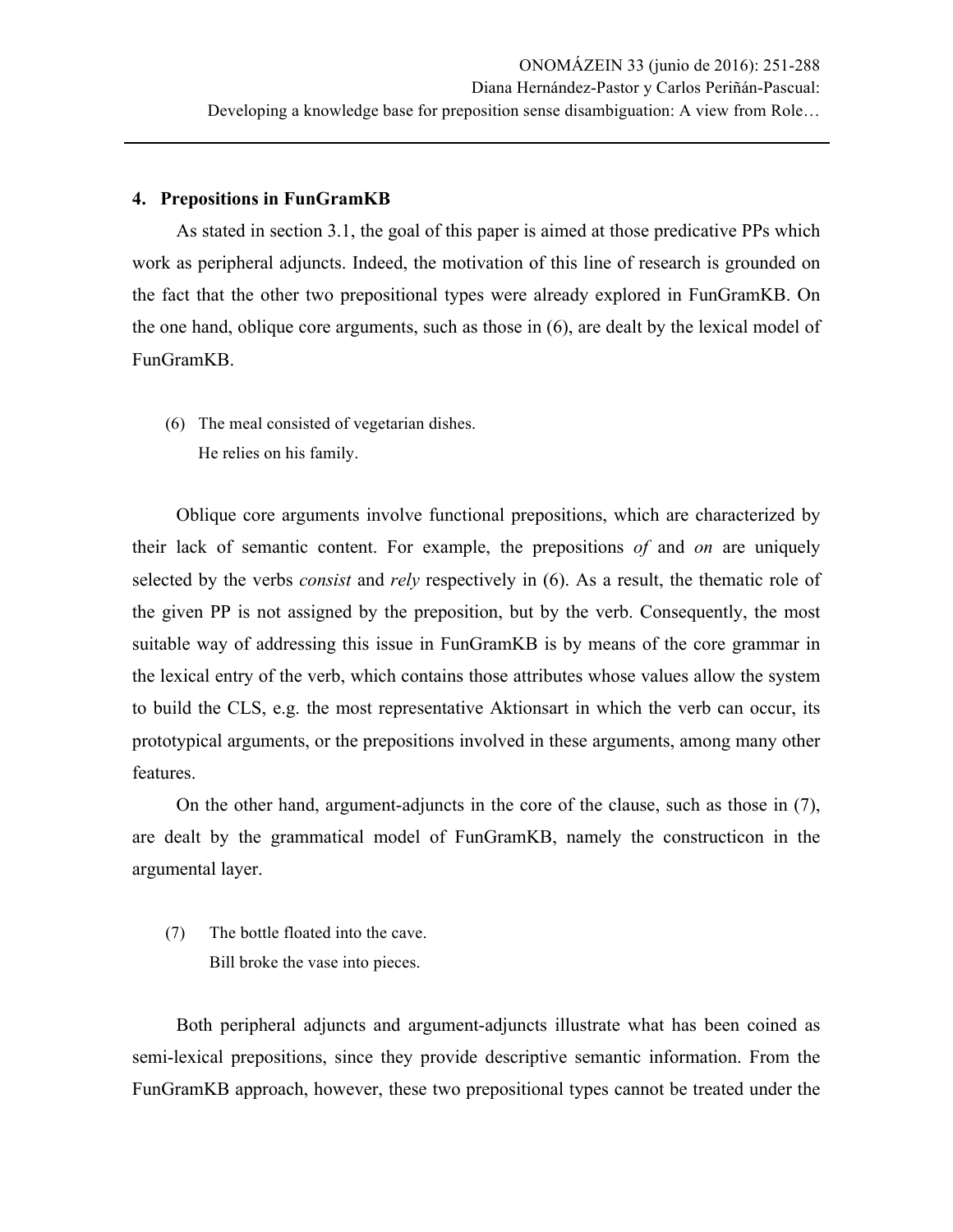## 4. Prepositions in FunGramKB

As stated in section 3.1, the goal of this paper is aimed at those predicative PPs which work as peripheral adjuncts. Indeed, the motivation of this line of research is grounded on the fact that the other two prepositional types were already explored in FunGramKB. On the one hand, oblique core arguments, such as those in (6), are dealt by the lexical model of FunGramKB.

(6) The meal consisted of vegetarian dishes.
He relies on his family.

Oblique core arguments involve functional prepositions, which are characterized by their lack of semantic content. For example, the prepositions *of* and *on* are uniquely selected by the verbs *consist* and *rely* respectively in (6). As a result, the thematic role of the given PP is not assigned by the preposition, but by the verb. Consequently, the most suitable way of addressing this issue in FunGramKB is by means of the core grammar in the lexical entry of the verb, which contains those attributes whose values allow the system to build the CLS, e.g. the most representative Aktionsart in which the verb can occur, its prototypical arguments, or the prepositions involved in these arguments, among many other features.

On the other hand, argument-adjuncts in the core of the clause, such as those in (7), are dealt by the grammatical model of FunGramKB, namely the constructicon in the argumental layer.

(7) The bottle floated into the cave.
Bill broke the vase into pieces.

Both peripheral adjuncts and argument-adjuncts illustrate what has been coined as semi-lexical prepositions, since they provide descriptive semantic information. From the FunGramKB approach, however, these two prepositional types cannot be treated under the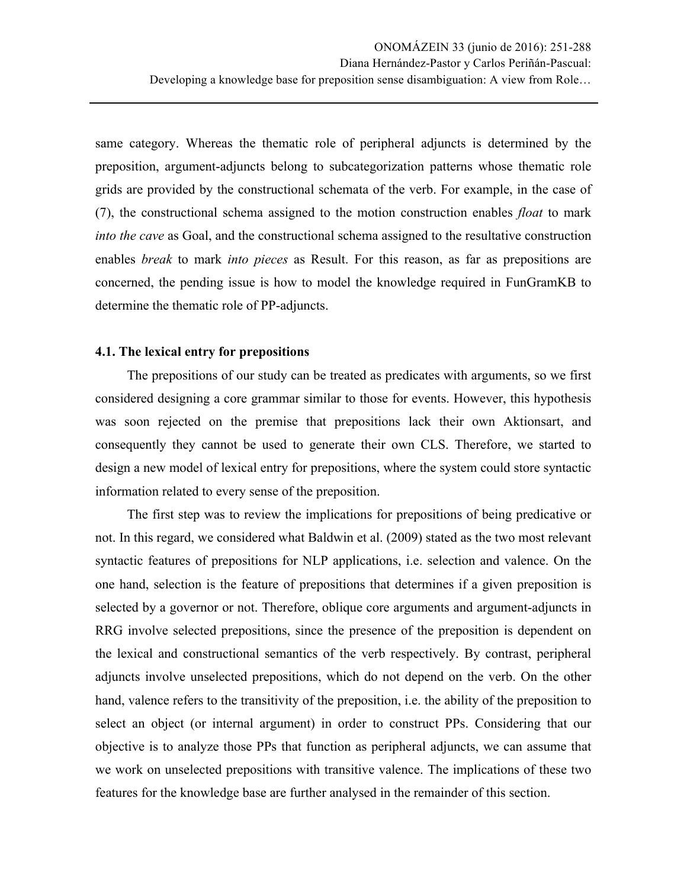same category. Whereas the thematic role of peripheral adjuncts is determined by the preposition, argument-adjuncts belong to subcategorization patterns whose thematic role grids are provided by the constructional schemata of the verb. For example, in the case of (7), the constructional schema assigned to the motion construction enables *float* to mark *into the cave* as Goal, and the constructional schema assigned to the resultative construction enables *break* to mark *into pieces* as Result. For this reason, as far as prepositions are concerned, the pending issue is how to model the knowledge required in FunGramKB to determine the thematic role of PP-adjuncts.

### 4.1. The lexical entry for prepositions

The prepositions of our study can be treated as predicates with arguments, so we first considered designing a core grammar similar to those for events. However, this hypothesis was soon rejected on the premise that prepositions lack their own Aktionsart, and consequently they cannot be used to generate their own CLS. Therefore, we started to design a new model of lexical entry for prepositions, where the system could store syntactic information related to every sense of the preposition.

The first step was to review the implications for prepositions of being predicative or not. In this regard, we considered what Baldwin et al. (2009) stated as the two most relevant syntactic features of prepositions for NLP applications, i.e. selection and valence. On the one hand, selection is the feature of prepositions that determines if a given preposition is selected by a governor or not. Therefore, oblique core arguments and argument-adjuncts in RRG involve selected prepositions, since the presence of the preposition is dependent on the lexical and constructional semantics of the verb respectively. By contrast, peripheral adjuncts involve unselected prepositions, which do not depend on the verb. On the other hand, valence refers to the transitivity of the preposition, i.e. the ability of the preposition to select an object (or internal argument) in order to construct PPs. Considering that our objective is to analyze those PPs that function as peripheral adjuncts, we can assume that we work on unselected prepositions with transitive valence. The implications of these two features for the knowledge base are further analysed in the remainder of this section.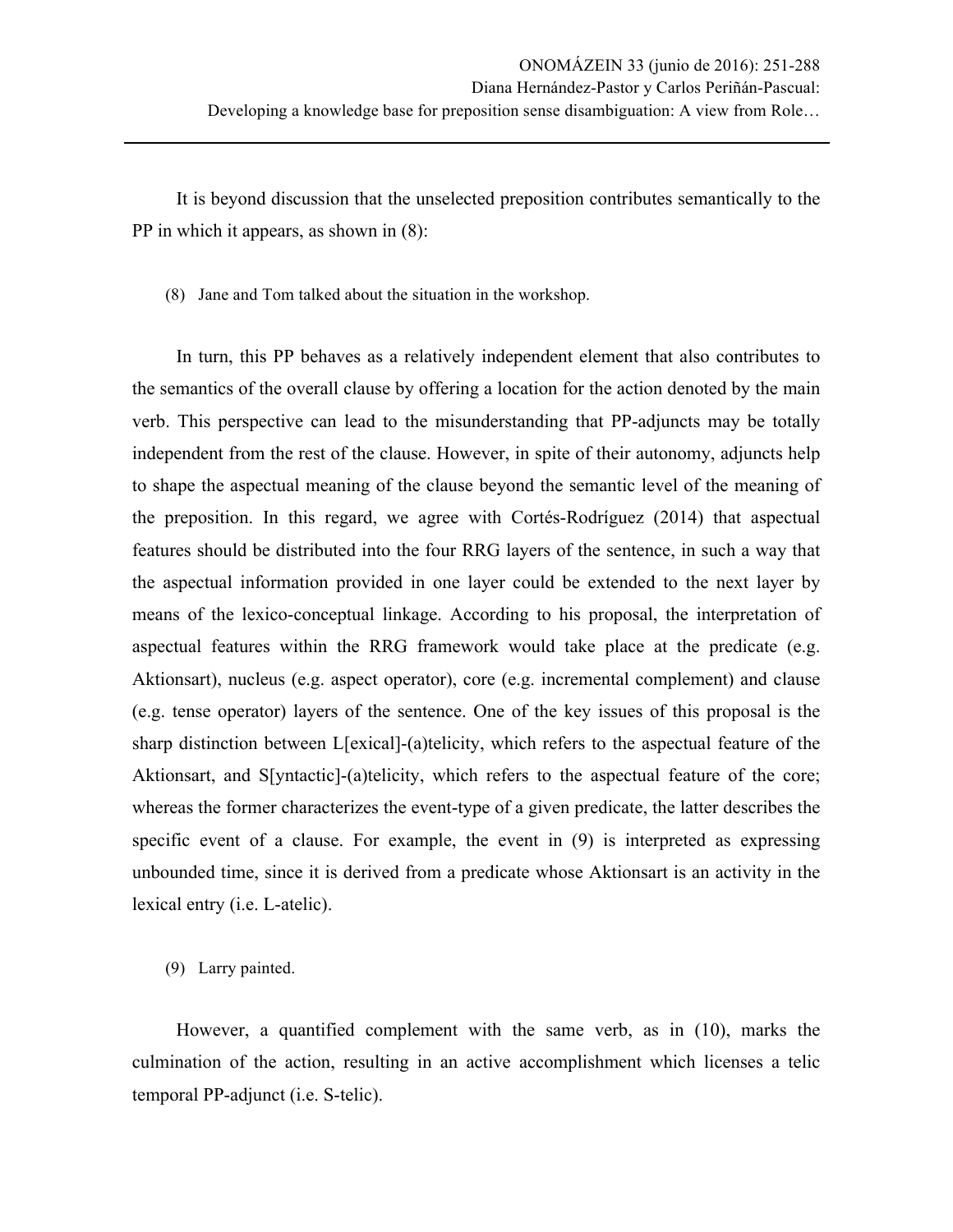It is beyond discussion that the unselected preposition contributes semantically to the PP in which it appears, as shown in (8):

(8) Jane and Tom talked about the situation in the workshop.

In turn, this PP behaves as a relatively independent element that also contributes to the semantics of the overall clause by offering a location for the action denoted by the main verb. This perspective can lead to the misunderstanding that PP-adjuncts may be totally independent from the rest of the clause. However, in spite of their autonomy, adjuncts help to shape the aspectual meaning of the clause beyond the semantic level of the meaning of the preposition. In this regard, we agree with Cortés-Rodríguez (2014) that aspectual features should be distributed into the four RRG layers of the sentence, in such a way that the aspectual information provided in one layer could be extended to the next layer by means of the lexico-conceptual linkage. According to his proposal, the interpretation of aspectual features within the RRG framework would take place at the predicate (e.g. Aktionsart), nucleus (e.g. aspect operator), core (e.g. incremental complement) and clause (e.g. tense operator) layers of the sentence. One of the key issues of this proposal is the sharp distinction between L[exical]-(a)telicity, which refers to the aspectual feature of the Aktionsart, and S[yntactic]-(a)telicity, which refers to the aspectual feature of the core; whereas the former characterizes the event-type of a given predicate, the latter describes the specific event of a clause. For example, the event in (9) is interpreted as expressing unbounded time, since it is derived from a predicate whose Aktionsart is an activity in the lexical entry (i.e. L-atelic).

(9) Larry painted.

However, a quantified complement with the same verb, as in (10), marks the culmination of the action, resulting in an active accomplishment which licenses a telic temporal PP-adjunct (i.e. S-telic).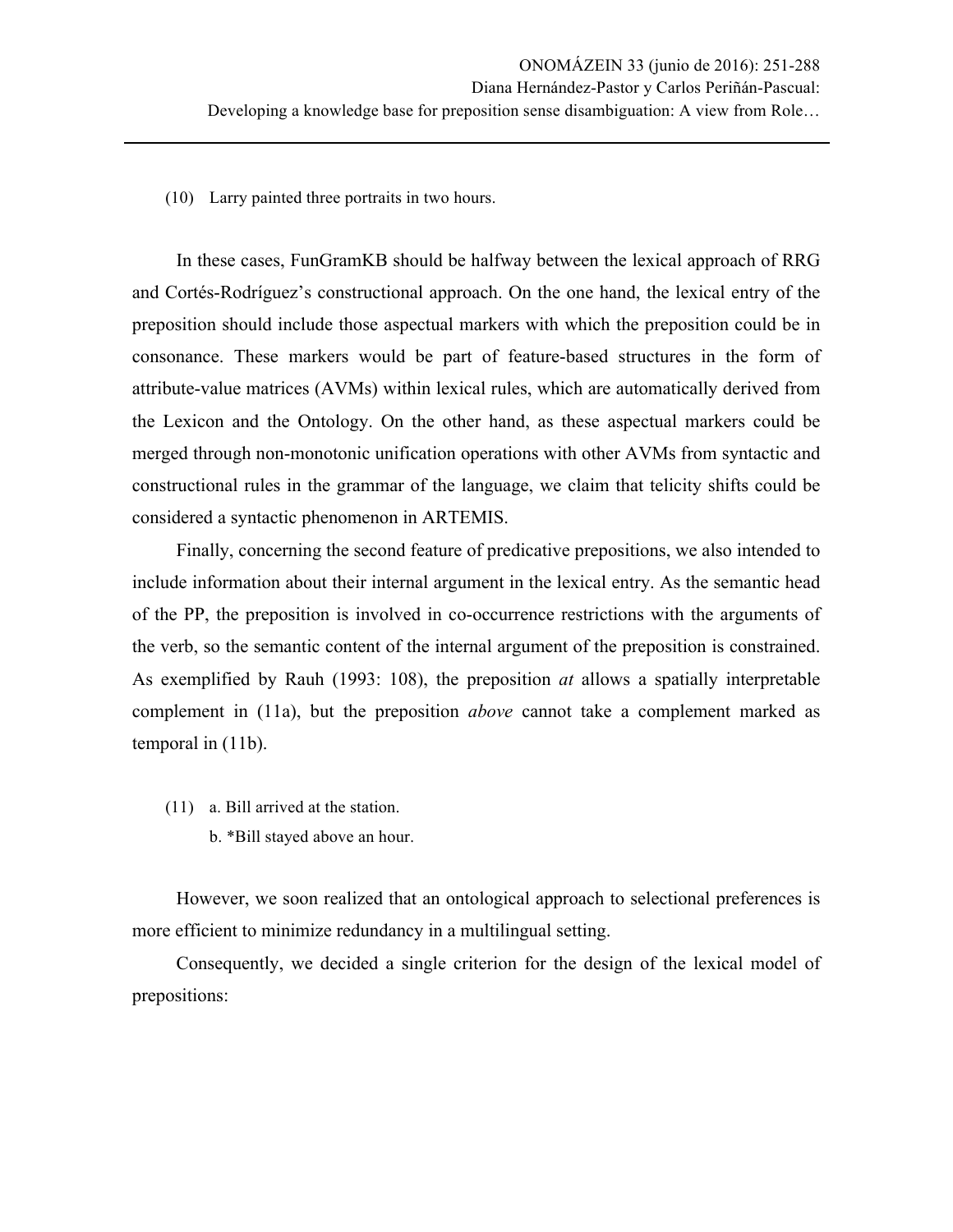(10) Larry painted three portraits in two hours.

In these cases, FunGramKB should be halfway between the lexical approach of RRG and Cortés-Rodríguez's constructional approach. On the one hand, the lexical entry of the preposition should include those aspectual markers with which the preposition could be in consonance. These markers would be part of feature-based structures in the form of attribute-value matrices (AVMs) within lexical rules, which are automatically derived from the Lexicon and the Ontology. On the other hand, as these aspectual markers could be merged through non-monotonic unification operations with other AVMs from syntactic and constructional rules in the grammar of the language, we claim that telicity shifts could be considered a syntactic phenomenon in ARTEMIS.

Finally, concerning the second feature of predicative prepositions, we also intended to include information about their internal argument in the lexical entry. As the semantic head of the PP, the preposition is involved in co-occurrence restrictions with the arguments of the verb, so the semantic content of the internal argument of the preposition is constrained. As exemplified by Rauh (1993: 108), the preposition *at* allows a spatially interpretable complement in (11a), but the preposition *above* cannot take a complement marked as temporal in (11b).

(11) a. Bill arrived at the station.
b. *Bill stayed above an hour.

However, we soon realized that an ontological approach to selectional preferences is more efficient to minimize redundancy in a multilingual setting.

Consequently, we decided a single criterion for the design of the lexical model of prepositions: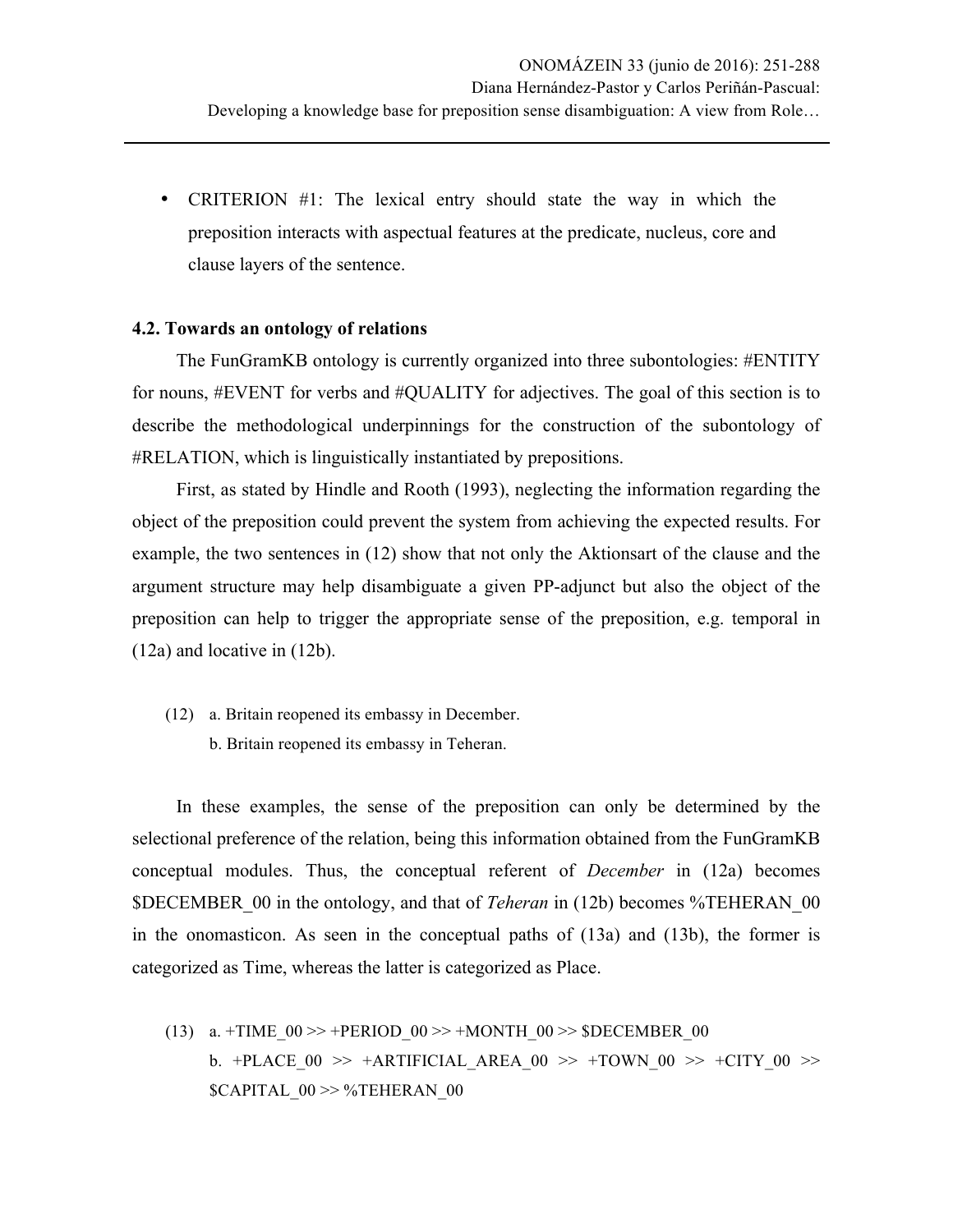- CRITERION #1: The lexical entry should state the way in which the preposition interacts with aspectual features at the predicate, nucleus, core and clause layers of the sentence.

### 4.2. Towards an ontology of relations

The FunGramKB ontology is currently organized into three subontologies: #ENTITY for nouns, #EVENT for verbs and #QUALITY for adjectives. The goal of this section is to describe the methodological underpinnings for the construction of the subontology of #RELATION, which is linguistically instantiated by prepositions.

First, as stated by Hindle and Rooth (1993), neglecting the information regarding the object of the preposition could prevent the system from achieving the expected results. For example, the two sentences in (12) show that not only the Aktionsart of the clause and the argument structure may help disambiguate a given PP-adjunct but also the object of the preposition can help to trigger the appropriate sense of the preposition, e.g. temporal in (12a) and locative in (12b).

(12) a. Britain reopened its embassy in December.
     b. Britain reopened its embassy in Teheran.

In these examples, the sense of the preposition can only be determined by the selectional preference of the relation, being this information obtained from the FunGramKB conceptual modules. Thus, the conceptual referent of *December* in (12a) becomes $DECEMBER_00 in the ontology, and that of *Teheran* in (12b) becomes %TEHERAN_00 in the onomasticon. As seen in the conceptual paths of (13a) and (13b), the former is categorized as Time, whereas the latter is categorized as Place.

(13) a. +TIME_00 >> +PERIOD_00 >> +MONTH_00 >> $DECEMBER_00
     b. +PLACE_00 >> +ARTIFICIAL_AREA_00 >> +TOWN_00 >> +CITY_00 >> $CAPITAL_00 >> %TEHERAN_00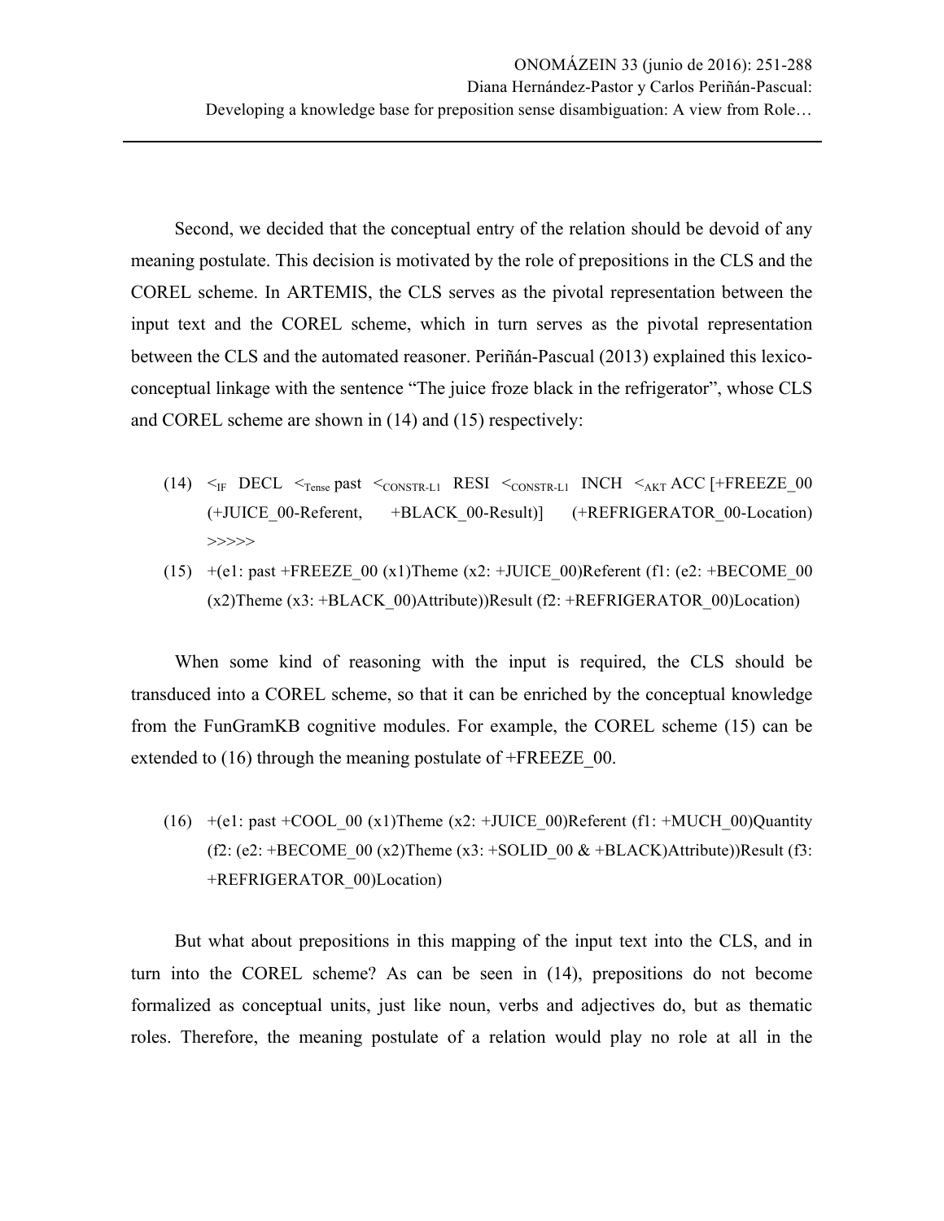Second, we decided that the conceptual entry of the relation should be devoid of any meaning postulate. This decision is motivated by the role of prepositions in the CLS and the COREL scheme. In ARTEMIS, the CLS serves as the pivotal representation between the input text and the COREL scheme, which in turn serves as the pivotal representation between the CLS and the automated reasoner. Periñán-Pascual (2013) explained this lexico-conceptual linkage with the sentence "The juice froze black in the refrigerator", whose CLS and COREL scheme are shown in (14) and (15) respectively:

(14) $<_{IF}$ DECL $<_{Tense}$ past $<_{CONSTR-L1}$ RESI $<_{CONSTR-L1}$ INCH $<_{AKT}$ ACC [+FREEZE_00 (+JUICE_00-Referent, +BLACK_00-Result)] (+REFRIGERATOR_00-Location) >>>>>

(15) +(e1: past +FREEZE_00 (x1)Theme (x2: +JUICE_00)Referent (f1: (e2: +BECOME_00 (x2)Theme (x3: +BLACK_00)Attribute))Result (f2: +REFRIGERATOR_00)Location)

When some kind of reasoning with the input is required, the CLS should be transduced into a COREL scheme, so that it can be enriched by the conceptual knowledge from the FunGramKB cognitive modules. For example, the COREL scheme (15) can be extended to (16) through the meaning postulate of +FREEZE_00.

(16) +(e1: past +COOL_00 (x1)Theme (x2: +JUICE_00)Referent (f1: +MUCH_00)Quantity (f2: (e2: +BECOME_00 (x2)Theme (x3: +SOLID_00 & +BLACK)Attribute))Result (f3: +REFRIGERATOR_00)Location)

But what about prepositions in this mapping of the input text into the CLS, and in turn into the COREL scheme? As can be seen in (14), prepositions do not become formalized as conceptual units, just like noun, verbs and adjectives do, but as thematic roles. Therefore, the meaning postulate of a relation would play no role at all in the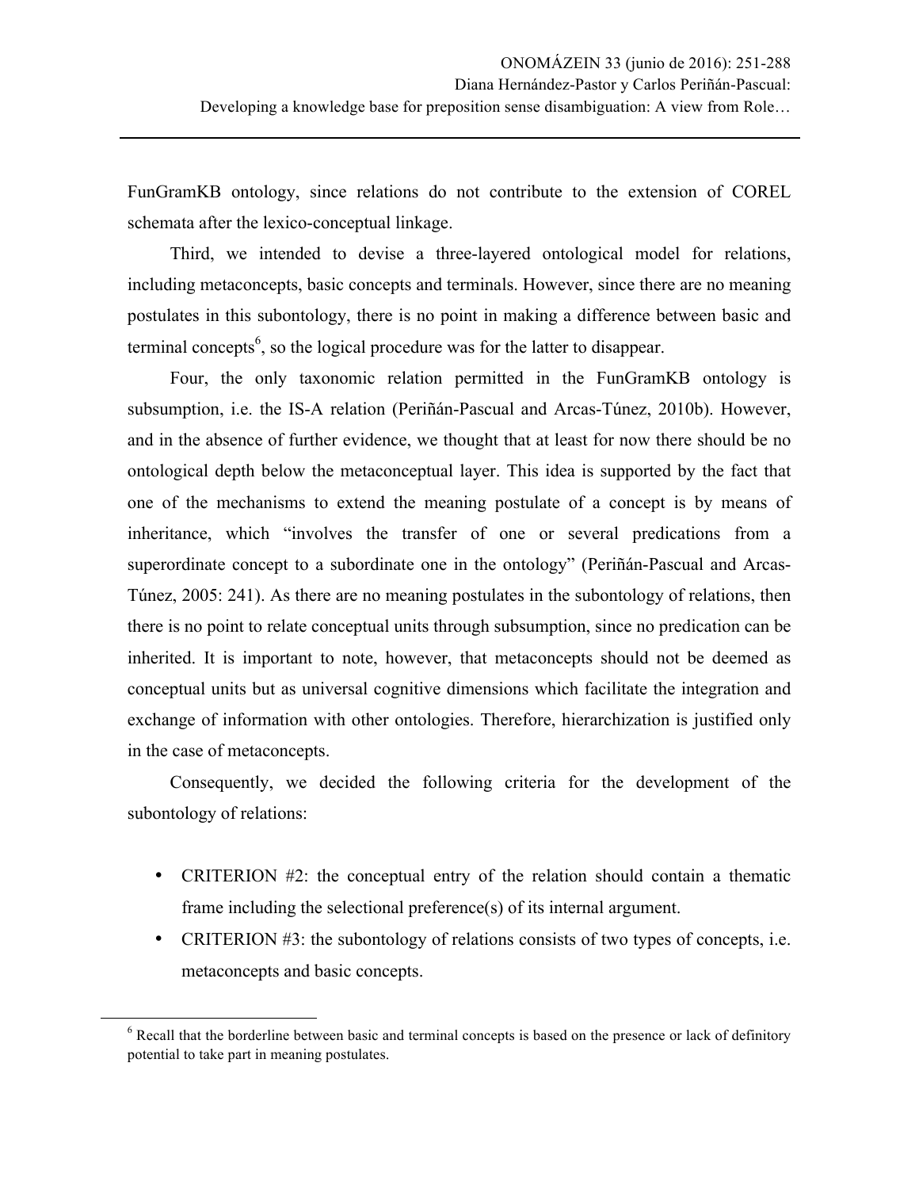FunGramKB ontology, since relations do not contribute to the extension of COREL schemata after the lexico-conceptual linkage.

Third, we intended to devise a three-layered ontological model for relations, including metaconcepts, basic concepts and terminals. However, since there are no meaning postulates in this subontology, there is no point in making a difference between basic and terminal concepts[6], so the logical procedure was for the latter to disappear.

Four, the only taxonomic relation permitted in the FunGramKB ontology is subsumption, i.e. the IS-A relation (Periñán-Pascual and Arcas-Túnez, 2010b). However, and in the absence of further evidence, we thought that at least for now there should be no ontological depth below the metaconceptual layer. This idea is supported by the fact that one of the mechanisms to extend the meaning postulate of a concept is by means of inheritance, which "involves the transfer of one or several predications from a superordinate concept to a subordinate one in the ontology" (Periñán-Pascual and Arcas-Túnez, 2005: 241). As there are no meaning postulates in the subontology of relations, then there is no point to relate conceptual units through subsumption, since no predication can be inherited. It is important to note, however, that metaconcepts should not be deemed as conceptual units but as universal cognitive dimensions which facilitate the integration and exchange of information with other ontologies. Therefore, hierarchization is justified only in the case of metaconcepts.

Consequently, we decided the following criteria for the development of the subontology of relations:

- CRITERION #2: the conceptual entry of the relation should contain a thematic frame including the selectional preference(s) of its internal argument.
- CRITERION #3: the subontology of relations consists of two types of concepts, i.e. metaconcepts and basic concepts.

[6] Recall that the borderline between basic and terminal concepts is based on the presence or lack of definitory potential to take part in meaning postulates.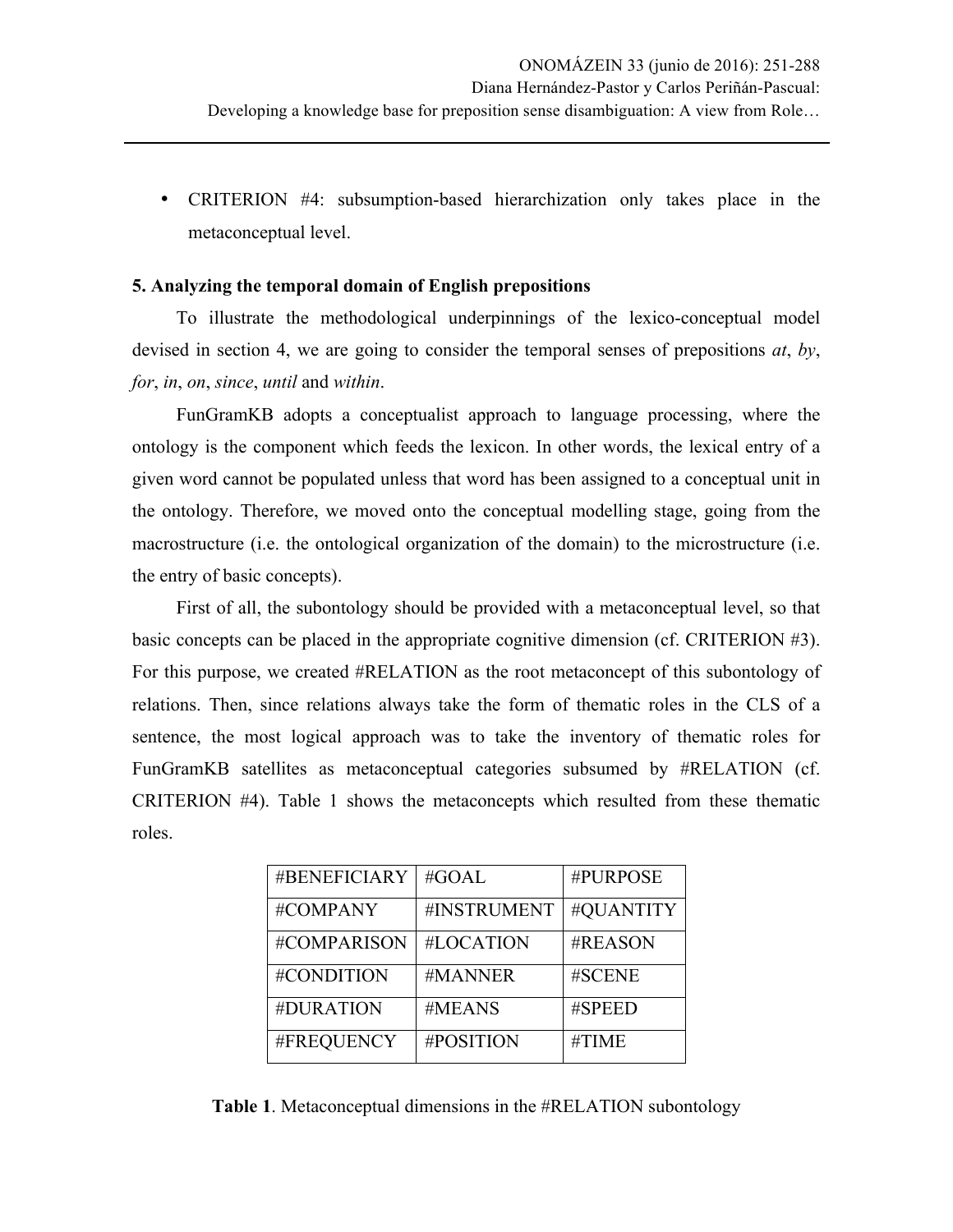- CRITERION #4: subsumption-based hierarchization only takes place in the metaconceptual level.

## 5. Analyzing the temporal domain of English prepositions

To illustrate the methodological underpinnings of the lexico-conceptual model devised in section 4, we are going to consider the temporal senses of prepositions *at*, *by*, *for*, *in*, *on*, *since*, *until* and *within*.

FunGramKB adopts a conceptualist approach to language processing, where the ontology is the component which feeds the lexicon. In other words, the lexical entry of a given word cannot be populated unless that word has been assigned to a conceptual unit in the ontology. Therefore, we moved onto the conceptual modelling stage, going from the macrostructure (i.e. the ontological organization of the domain) to the microstructure (i.e. the entry of basic concepts).

First of all, the subontology should be provided with a metaconceptual level, so that basic concepts can be placed in the appropriate cognitive dimension (cf. CRITERION #3). For this purpose, we created #RELATION as the root metaconcept of this subontology of relations. Then, since relations always take the form of thematic roles in the CLS of a sentence, the most logical approach was to take the inventory of thematic roles for FunGramKB satellites as metaconceptual categories subsumed by #RELATION (cf. CRITERION #4). Table 1 shows the metaconcepts which resulted from these thematic roles.

| | | |
|---|---|---|
| #BENEFICIARY | #GOAL | #PURPOSE |
| #COMPANY | #INSTRUMENT | #QUANTITY |
| #COMPARISON | #LOCATION | #REASON |
| #CONDITION | #MANNER | #SCENE |
| #DURATION | #MEANS | #SPEED |
| #FREQUENCY | #POSITION | #TIME |

**Table 1**. Metaconceptual dimensions in the #RELATION subontology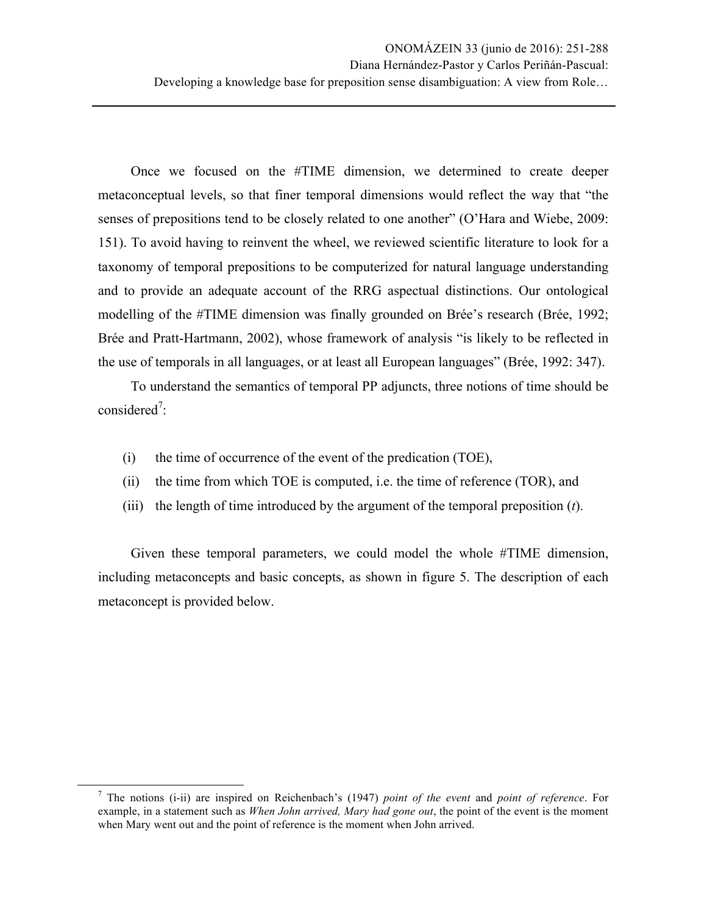Once we focused on the #TIME dimension, we determined to create deeper metaconceptual levels, so that finer temporal dimensions would reflect the way that "the senses of prepositions tend to be closely related to one another" (O'Hara and Wiebe, 2009: 151). To avoid having to reinvent the wheel, we reviewed scientific literature to look for a taxonomy of temporal prepositions to be computerized for natural language understanding and to provide an adequate account of the RRG aspectual distinctions. Our ontological modelling of the #TIME dimension was finally grounded on Brée's research (Brée, 1992; Brée and Pratt-Hartmann, 2002), whose framework of analysis "is likely to be reflected in the use of temporals in all languages, or at least all European languages" (Brée, 1992: 347).

To understand the semantics of temporal PP adjuncts, three notions of time should be considered[7]:

(i) the time of occurrence of the event of the predication (TOE),
(ii) the time from which TOE is computed, i.e. the time of reference (TOR), and
(iii) the length of time introduced by the argument of the temporal preposition (*t*).

Given these temporal parameters, we could model the whole #TIME dimension, including metaconcepts and basic concepts, as shown in figure 5. The description of each metaconcept is provided below.

---

[7] The notions (i-ii) are inspired on Reichenbach's (1947) *point of the event* and *point of reference*. For example, in a statement such as *When John arrived, Mary had gone out*, the point of the event is the moment when Mary went out and the point of reference is the moment when John arrived.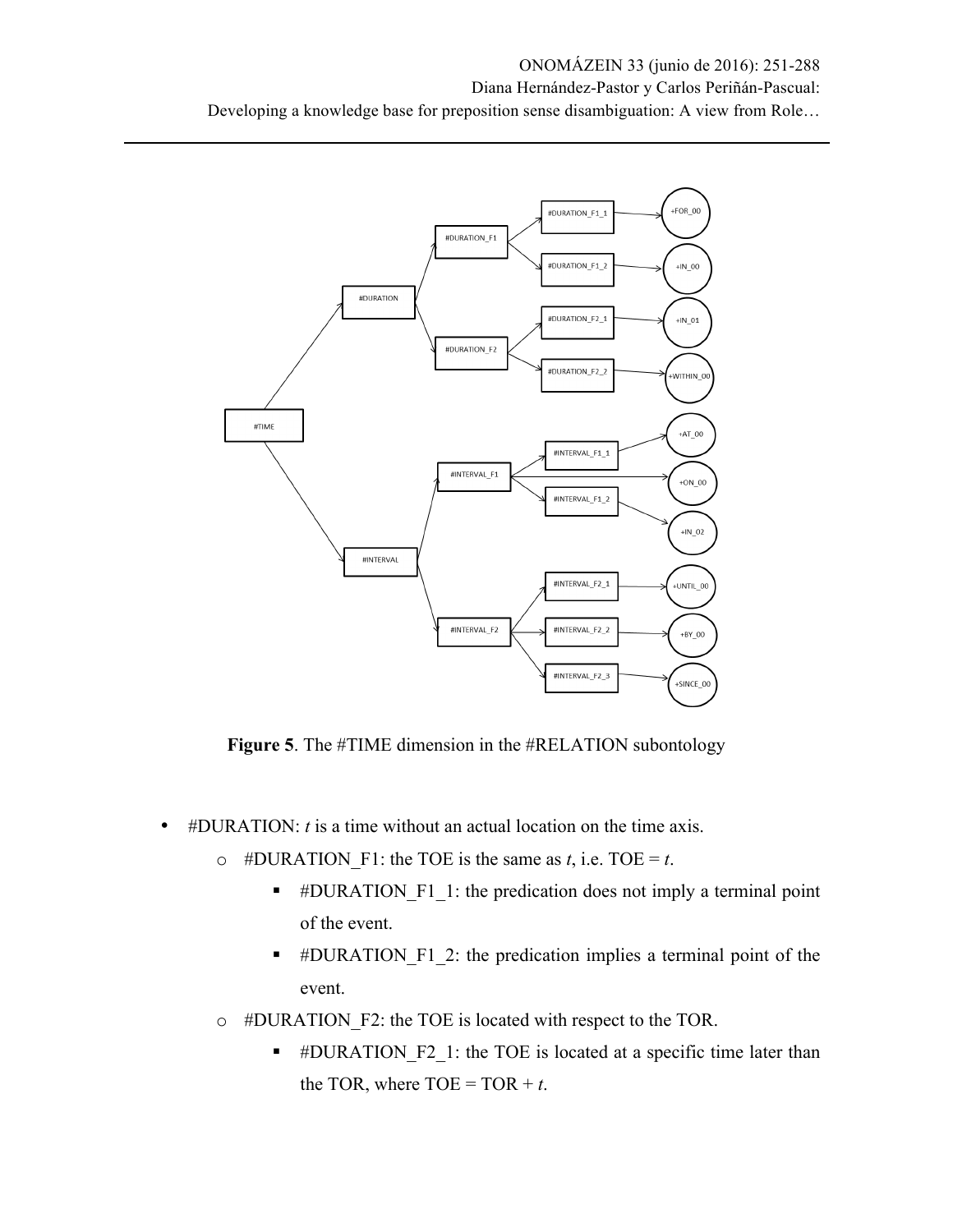Figure 5. The #TIME dimension in the #RELATION subontology

- #DURATION: *t* is a time without an actual location on the time axis.
  - #DURATION_F1: the TOE is the same as *t*, i.e. TOE = *t*.
    - #DURATION_F1_1: the predication does not imply a terminal point of the event.
    - #DURATION_F1_2: the predication implies a terminal point of the event.
  - #DURATION_F2: the TOE is located with respect to the TOR.
    - #DURATION_F2_1: the TOE is located at a specific time later than the TOR, where TOE = TOR + *t*.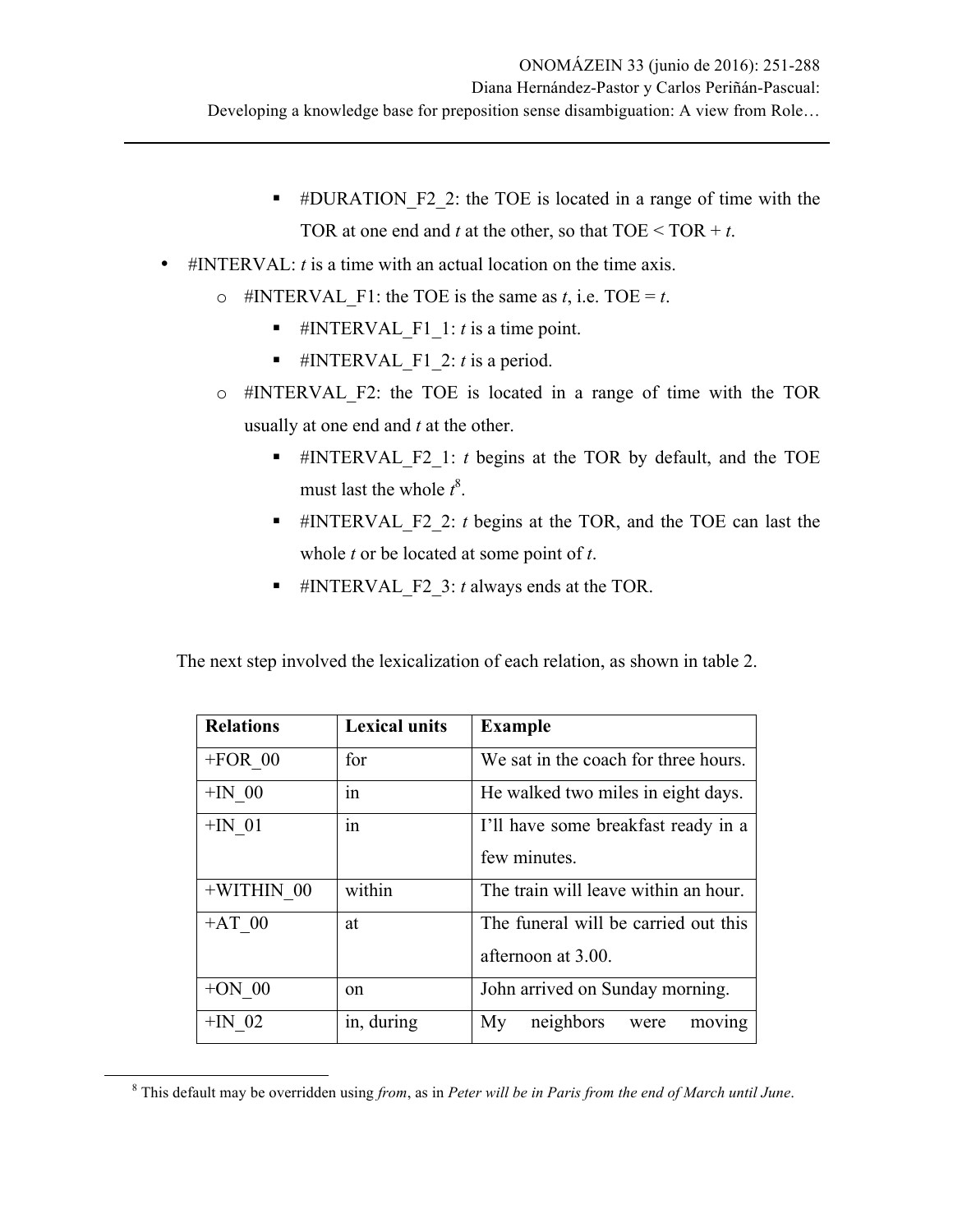- #DURATION_F2_2: the TOE is located in a range of time with the TOR at one end and *t* at the other, so that TOE < TOR + *t*.

- #INTERVAL: *t* is a time with an actual location on the time axis.
  - #INTERVAL_F1: the TOE is the same as *t*, i.e. TOE = *t*.
    - #INTERVAL_F1_1: *t* is a time point.
    - #INTERVAL_F1_2: *t* is a period.
  - #INTERVAL_F2: the TOE is located in a range of time with the TOR usually at one end and *t* at the other.
    - #INTERVAL_F2_1: *t* begins at the TOR by default, and the TOE must last the whole *t*[8].
    - #INTERVAL_F2_2: *t* begins at the TOR, and the TOE can last the whole *t* or be located at some point of *t*.
    - #INTERVAL_F2_3: *t* always ends at the TOR.

The next step involved the lexicalization of each relation, as shown in table 2.

| Relations | Lexical units | Example |
|---|---|---|
| +FOR_00 | for | We sat in the coach for three hours. |
| +IN_00 | in | He walked two miles in eight days. |
| +IN_01 | in | I'll have some breakfast ready in a few minutes. |
| +WITHIN_00 | within | The train will leave within an hour. |
| +AT_00 | at | The funeral will be carried out this afternoon at 3.00. |
| +ON_00 | on | John arrived on Sunday morning. |
| +IN_02 | in, during | My neighbors were moving |

[8] This default may be overridden using *from*, as in *Peter will be in Paris from the end of March until June*.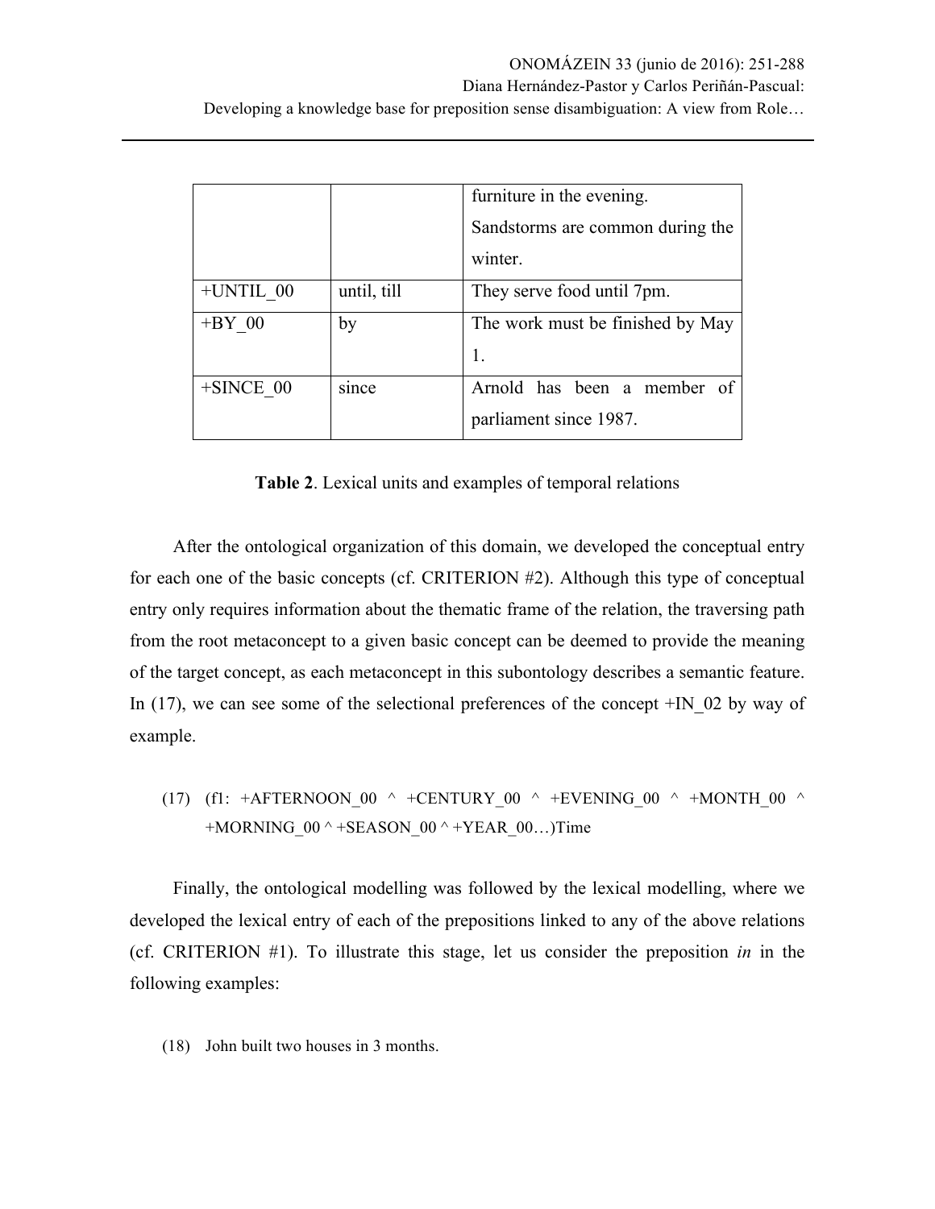| | | furniture in the evening. Sandstorms are common during the winter. |
|---|---|---|
| +UNTIL_00 | until, till | They serve food until 7pm. |
| +BY_00 | by | The work must be finished by May 1. |
| +SINCE_00 | since | Arnold has been a member of parliament since 1987. |

**Table 2**. Lexical units and examples of temporal relations

After the ontological organization of this domain, we developed the conceptual entry for each one of the basic concepts (cf. CRITERION #2). Although this type of conceptual entry only requires information about the thematic frame of the relation, the traversing path from the root metaconcept to a given basic concept can be deemed to provide the meaning of the target concept, as each metaconcept in this subontology describes a semantic feature. In (17), we can see some of the selectional preferences of the concept +IN_02 by way of example.

(17) (f1: +AFTERNOON_00 ^ +CENTURY_00 ^ +EVENING_00 ^ +MONTH_00 ^ +MORNING_00 ^ +SEASON_00 ^ +YEAR_00…)Time

Finally, the ontological modelling was followed by the lexical modelling, where we developed the lexical entry of each of the prepositions linked to any of the above relations (cf. CRITERION #1). To illustrate this stage, let us consider the preposition *in* in the following examples:

(18) John built two houses in 3 months.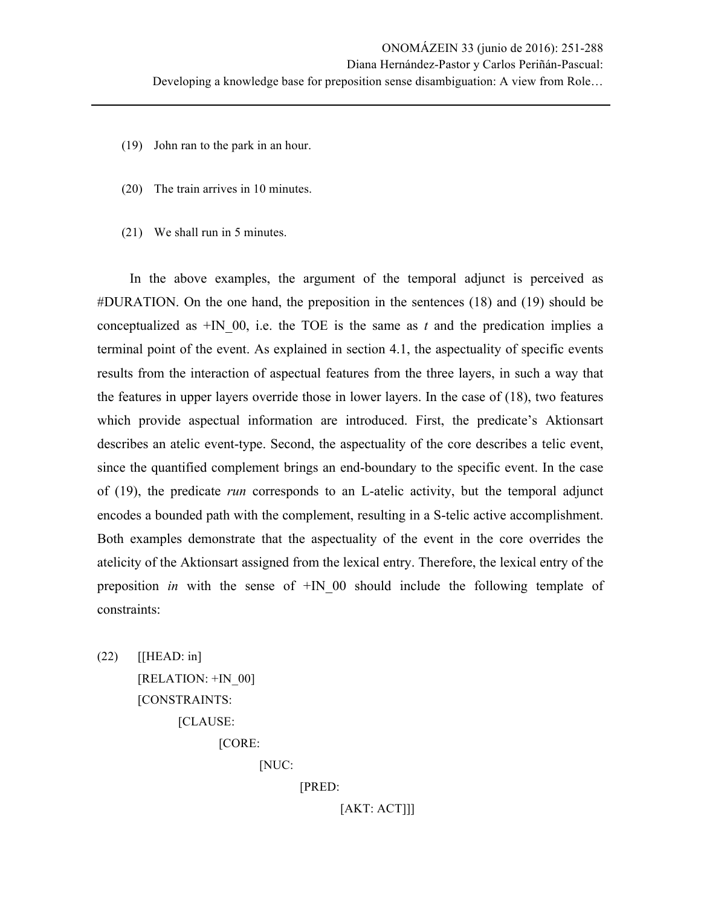(19) John ran to the park in an hour.

(20) The train arrives in 10 minutes.

(21) We shall run in 5 minutes.

In the above examples, the argument of the temporal adjunct is perceived as #DURATION. On the one hand, the preposition in the sentences (18) and (19) should be conceptualized as +IN_00, i.e. the TOE is the same as *t* and the predication implies a terminal point of the event. As explained in section 4.1, the aspectuality of specific events results from the interaction of aspectual features from the three layers, in such a way that the features in upper layers override those in lower layers. In the case of (18), two features which provide aspectual information are introduced. First, the predicate's Aktionsart describes an atelic event-type. Second, the aspectuality of the core describes a telic event, since the quantified complement brings an end-boundary to the specific event. In the case of (19), the predicate *run* corresponds to an L-atelic activity, but the temporal adjunct encodes a bounded path with the complement, resulting in a S-telic active accomplishment. Both examples demonstrate that the aspectuality of the event in the core overrides the atelicity of the Aktionsart assigned from the lexical entry. Therefore, the lexical entry of the preposition *in* with the sense of +IN_00 should include the following template of constraints:

```
(22) [[HEAD: in]
     [RELATION: +IN_00]
     [CONSTRAINTS:
          [CLAUSE:
               [CORE:
                    [NUC:
                         [PRED:
                              [AKT: ACT]]]
```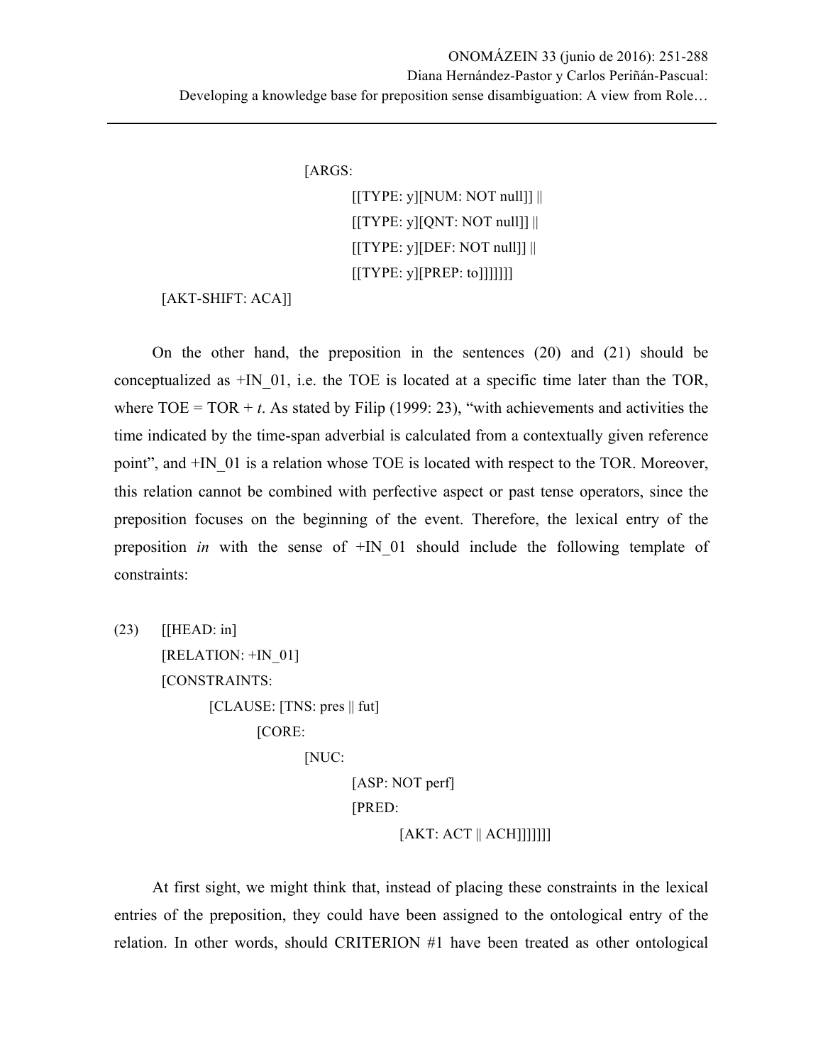```
                    [ARGS:
                            [[TYPE: y][NUM: NOT null]] ||
                            [[TYPE: y][QNT: NOT null]] ||
                            [[TYPE: y][DEF: NOT null]] ||
                            [[TYPE: y][PREP: to]]]]]]]
   [AKT-SHIFT: ACA]]
```

On the other hand, the preposition in the sentences (20) and (21) should be conceptualized as +IN_01, i.e. the TOE is located at a specific time later than the TOR, where TOE = TOR + *t*. As stated by Filip (1999: 23), "with achievements and activities the time indicated by the time-span adverbial is calculated from a contextually given reference point", and +IN_01 is a relation whose TOE is located with respect to the TOR. Moreover, this relation cannot be combined with perfective aspect or past tense operators, since the preposition focuses on the beginning of the event. Therefore, the lexical entry of the preposition *in* with the sense of +IN_01 should include the following template of constraints:

```
(23)   [[HEAD: in]
       [RELATION: +IN_01]
       [CONSTRAINTS:
               [CLAUSE: [TNS: pres || fut]
                       [CORE:
                               [NUC:
                                       [ASP: NOT perf]
                                       [PRED:
                                               [AKT: ACT || ACH]]]]]]]
```

At first sight, we might think that, instead of placing these constraints in the lexical entries of the preposition, they could have been assigned to the ontological entry of the relation. In other words, should CRITERION #1 have been treated as other ontological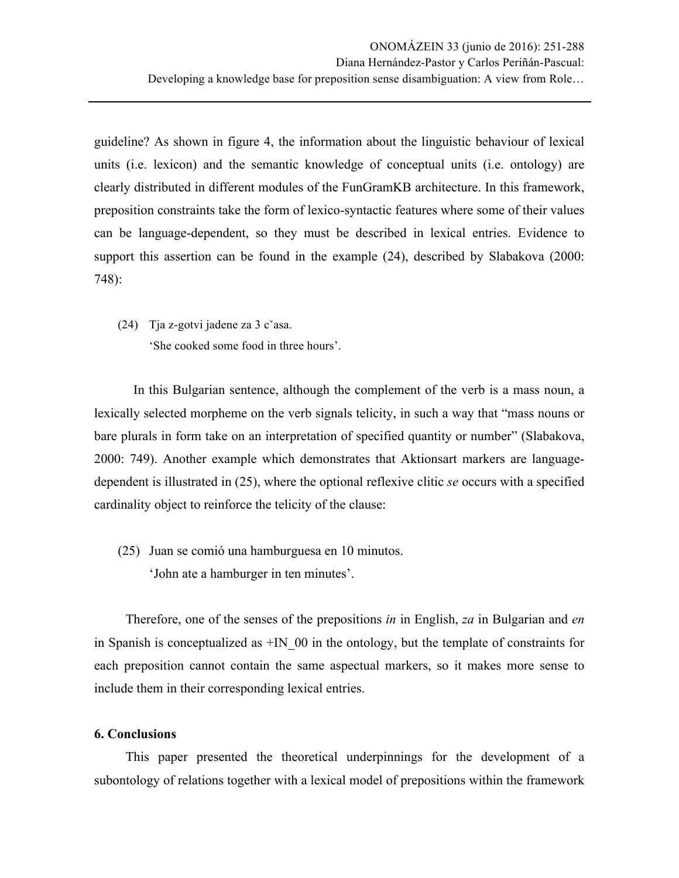guideline? As shown in figure 4, the information about the linguistic behaviour of lexical units (i.e. lexicon) and the semantic knowledge of conceptual units (i.e. ontology) are clearly distributed in different modules of the FunGramKB architecture. In this framework, preposition constraints take the form of lexico-syntactic features where some of their values can be language-dependent, so they must be described in lexical entries. Evidence to support this assertion can be found in the example (24), described by Slabakova (2000: 748):

(24) Tja z-gotvi jadene za 3 časa.
'She cooked some food in three hours'.

In this Bulgarian sentence, although the complement of the verb is a mass noun, a lexically selected morpheme on the verb signals telicity, in such a way that "mass nouns or bare plurals in form take on an interpretation of specified quantity or number" (Slabakova, 2000: 749). Another example which demonstrates that Aktionsart markers are language-dependent is illustrated in (25), where the optional reflexive clitic *se* occurs with a specified cardinality object to reinforce the telicity of the clause:

(25) Juan se comió una hamburguesa en 10 minutos.
'John ate a hamburger in ten minutes'.

Therefore, one of the senses of the prepositions *in* in English, *za* in Bulgarian and *en* in Spanish is conceptualized as +IN_00 in the ontology, but the template of constraints for each preposition cannot contain the same aspectual markers, so it makes more sense to include them in their corresponding lexical entries.

## 6. Conclusions

This paper presented the theoretical underpinnings for the development of a subontology of relations together with a lexical model of prepositions within the framework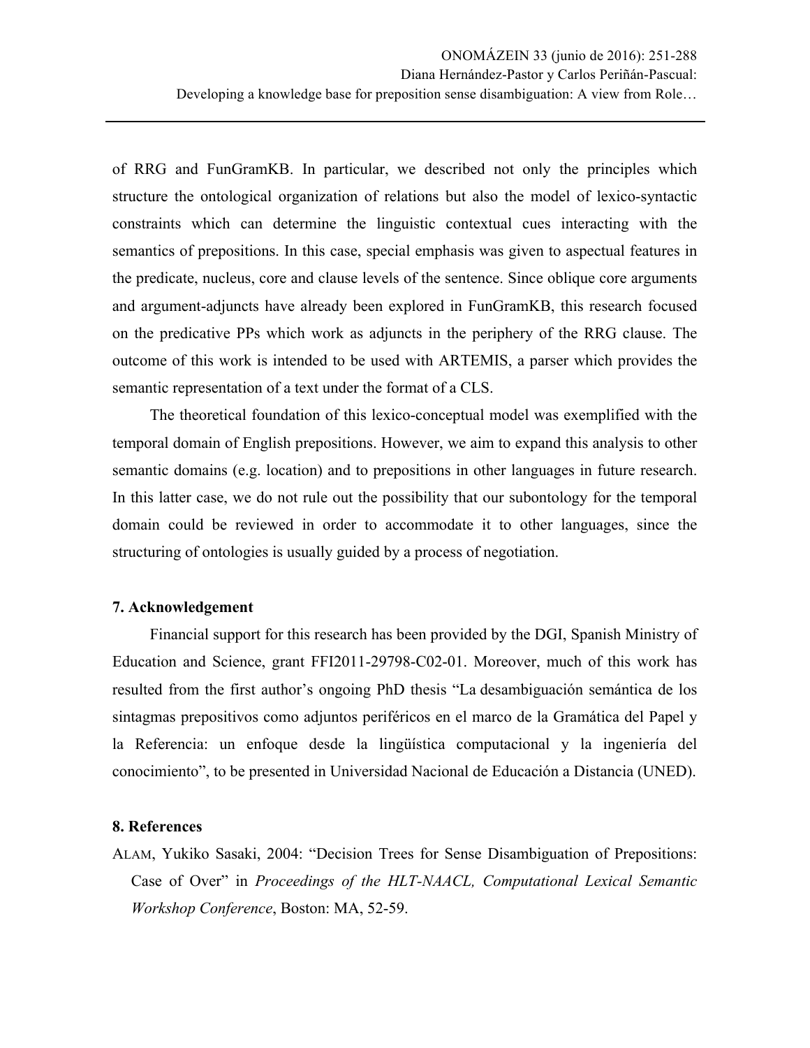of RRG and FunGramKB. In particular, we described not only the principles which structure the ontological organization of relations but also the model of lexico-syntactic constraints which can determine the linguistic contextual cues interacting with the semantics of prepositions. In this case, special emphasis was given to aspectual features in the predicate, nucleus, core and clause levels of the sentence. Since oblique core arguments and argument-adjuncts have already been explored in FunGramKB, this research focused on the predicative PPs which work as adjuncts in the periphery of the RRG clause. The outcome of this work is intended to be used with ARTEMIS, a parser which provides the semantic representation of a text under the format of a CLS.

The theoretical foundation of this lexico-conceptual model was exemplified with the temporal domain of English prepositions. However, we aim to expand this analysis to other semantic domains (e.g. location) and to prepositions in other languages in future research. In this latter case, we do not rule out the possibility that our subontology for the temporal domain could be reviewed in order to accommodate it to other languages, since the structuring of ontologies is usually guided by a process of negotiation.

## 7. Acknowledgement

Financial support for this research has been provided by the DGI, Spanish Ministry of Education and Science, grant FFI2011-29798-C02-01. Moreover, much of this work has resulted from the first author's ongoing PhD thesis "La desambiguación semántica de los sintagmas prepositivos como adjuntos periféricos en el marco de la Gramática del Papel y la Referencia: un enfoque desde la lingüística computacional y la ingeniería del conocimiento", to be presented in Universidad Nacional de Educación a Distancia (UNED).

## 8. References

ALAM, Yukiko Sasaki, 2004: "Decision Trees for Sense Disambiguation of Prepositions: Case of Over" in *Proceedings of the HLT-NAACL, Computational Lexical Semantic Workshop Conference*, Boston: MA, 52-59.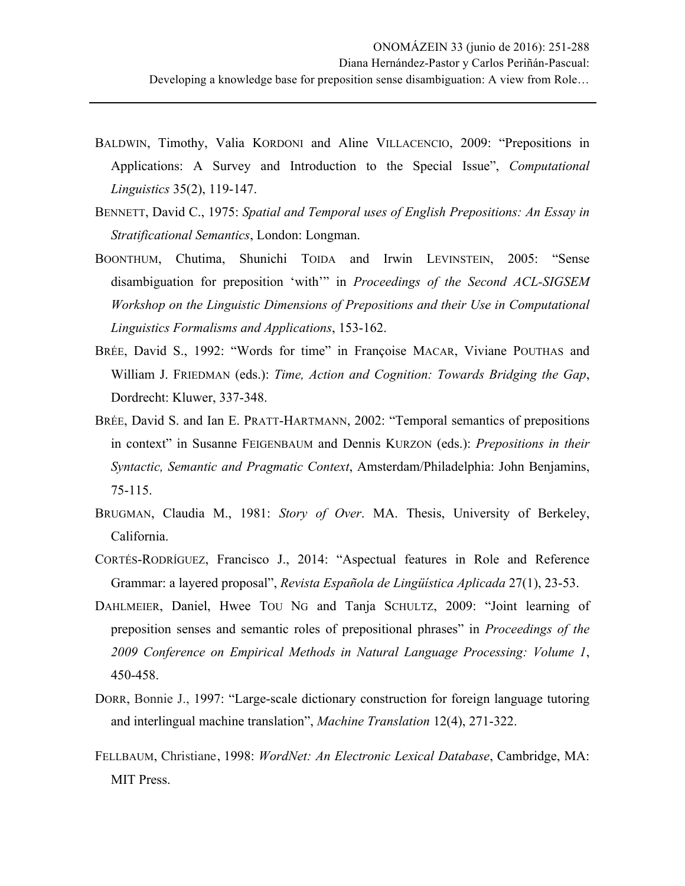BALDWIN, Timothy, Valia KORDONI and Aline VILLACENCIO, 2009: "Prepositions in Applications: A Survey and Introduction to the Special Issue", *Computational Linguistics* 35(2), 119-147.

BENNETT, David C., 1975: *Spatial and Temporal uses of English Prepositions: An Essay in Stratificational Semantics*, London: Longman.

BOONTHUM, Chutima, Shunichi TOIDA and Irwin LEVINSTEIN, 2005: "Sense disambiguation for preposition 'with'" in *Proceedings of the Second ACL-SIGSEM Workshop on the Linguistic Dimensions of Prepositions and their Use in Computational Linguistics Formalisms and Applications*, 153-162.

BRÉE, David S., 1992: "Words for time" in Françoise MACAR, Viviane POUTHAS and William J. FRIEDMAN (eds.): *Time, Action and Cognition: Towards Bridging the Gap*, Dordrecht: Kluwer, 337-348.

BRÉE, David S. and Ian E. PRATT-HARTMANN, 2002: "Temporal semantics of prepositions in context" in Susanne FEIGENBAUM and Dennis KURZON (eds.): *Prepositions in their Syntactic, Semantic and Pragmatic Context*, Amsterdam/Philadelphia: John Benjamins, 75-115.

BRUGMAN, Claudia M., 1981: *Story of Over*. MA. Thesis, University of Berkeley, California.

CORTÉS-RODRÍGUEZ, Francisco J., 2014: "Aspectual features in Role and Reference Grammar: a layered proposal", *Revista Española de Lingüística Aplicada* 27(1), 23-53.

DAHLMEIER, Daniel, Hwee TOU NG and Tanja SCHULTZ, 2009: "Joint learning of preposition senses and semantic roles of prepositional phrases" in *Proceedings of the 2009 Conference on Empirical Methods in Natural Language Processing: Volume 1*, 450-458.

DORR, Bonnie J., 1997: "Large-scale dictionary construction for foreign language tutoring and interlingual machine translation", *Machine Translation* 12(4), 271-322.

FELLBAUM, Christiane, 1998: *WordNet: An Electronic Lexical Database*, Cambridge, MA: MIT Press.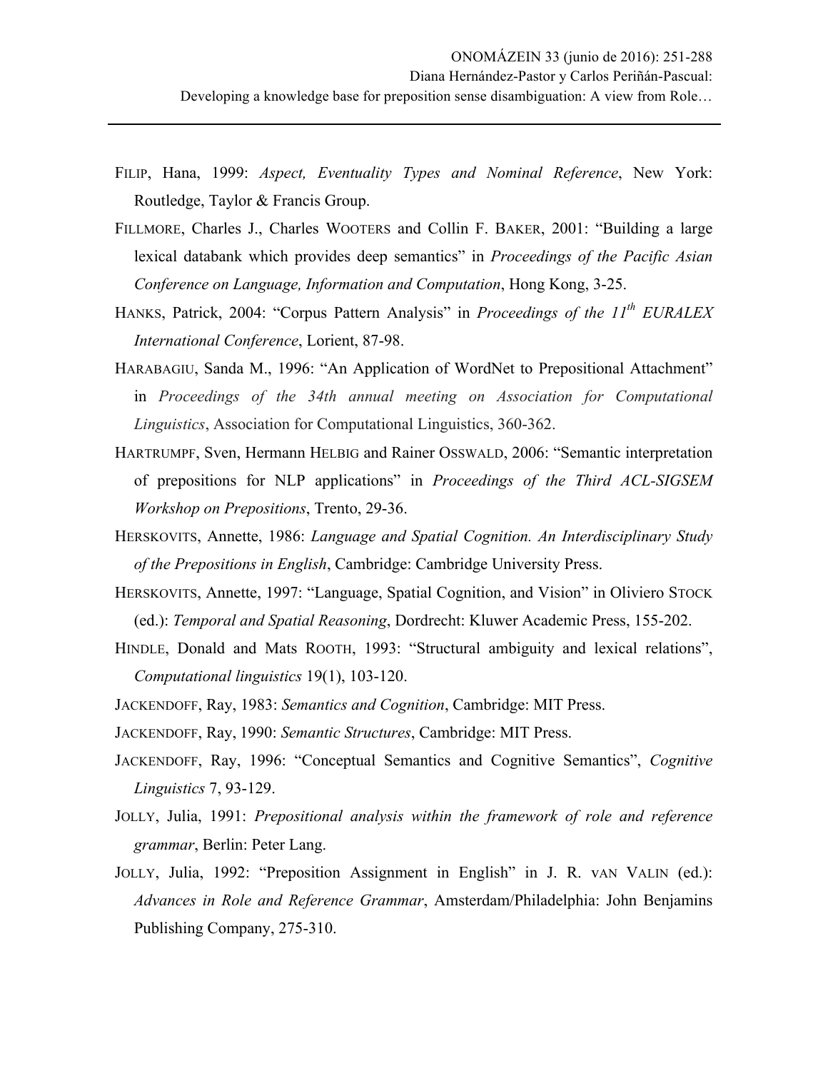FILIP, Hana, 1999: *Aspect, Eventuality Types and Nominal Reference*, New York: Routledge, Taylor & Francis Group.

FILLMORE, Charles J., Charles WOOTERS and Collin F. BAKER, 2001: "Building a large lexical databank which provides deep semantics" in *Proceedings of the Pacific Asian Conference on Language, Information and Computation*, Hong Kong, 3-25.

HANKS, Patrick, 2004: "Corpus Pattern Analysis" in *Proceedings of the 11th EURALEX International Conference*, Lorient, 87-98.

HARABAGIU, Sanda M., 1996: "An Application of WordNet to Prepositional Attachment" in *Proceedings of the 34th annual meeting on Association for Computational Linguistics*, Association for Computational Linguistics, 360-362.

HARTRUMPF, Sven, Hermann HELBIG and Rainer OSSWALD, 2006: "Semantic interpretation of prepositions for NLP applications" in *Proceedings of the Third ACL-SIGSEM Workshop on Prepositions*, Trento, 29-36.

HERSKOVITS, Annette, 1986: *Language and Spatial Cognition. An Interdisciplinary Study of the Prepositions in English*, Cambridge: Cambridge University Press.

HERSKOVITS, Annette, 1997: "Language, Spatial Cognition, and Vision" in Oliviero STOCK (ed.): *Temporal and Spatial Reasoning*, Dordrecht: Kluwer Academic Press, 155-202.

HINDLE, Donald and Mats ROOTH, 1993: "Structural ambiguity and lexical relations", *Computational linguistics* 19(1), 103-120.

JACKENDOFF, Ray, 1983: *Semantics and Cognition*, Cambridge: MIT Press.

JACKENDOFF, Ray, 1990: *Semantic Structures*, Cambridge: MIT Press.

JACKENDOFF, Ray, 1996: "Conceptual Semantics and Cognitive Semantics", *Cognitive Linguistics* 7, 93-129.

JOLLY, Julia, 1991: *Prepositional analysis within the framework of role and reference grammar*, Berlin: Peter Lang.

JOLLY, Julia, 1992: "Preposition Assignment in English" in J. R. VAN VALIN (ed.): *Advances in Role and Reference Grammar*, Amsterdam/Philadelphia: John Benjamins Publishing Company, 275-310.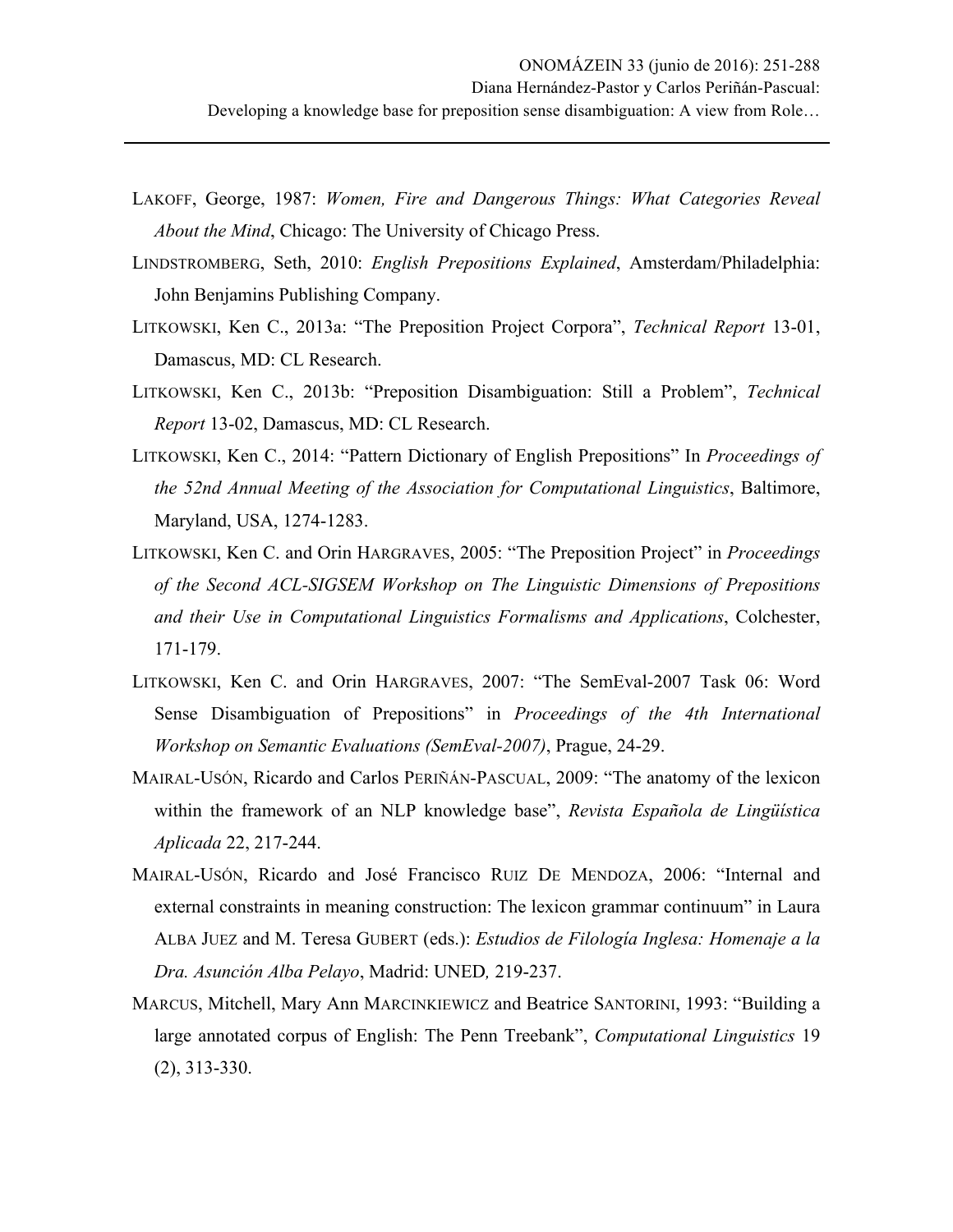LAKOFF, George, 1987: *Women, Fire and Dangerous Things: What Categories Reveal About the Mind*, Chicago: The University of Chicago Press.

LINDSTROMBERG, Seth, 2010: *English Prepositions Explained*, Amsterdam/Philadelphia: John Benjamins Publishing Company.

LITKOWSKI, Ken C., 2013a: "The Preposition Project Corpora", *Technical Report* 13-01, Damascus, MD: CL Research.

LITKOWSKI, Ken C., 2013b: "Preposition Disambiguation: Still a Problem", *Technical Report* 13-02, Damascus, MD: CL Research.

LITKOWSKI, Ken C., 2014: "Pattern Dictionary of English Prepositions" In *Proceedings of the 52nd Annual Meeting of the Association for Computational Linguistics*, Baltimore, Maryland, USA, 1274-1283.

LITKOWSKI, Ken C. and Orin HARGRAVES, 2005: "The Preposition Project" in *Proceedings of the Second ACL-SIGSEM Workshop on The Linguistic Dimensions of Prepositions and their Use in Computational Linguistics Formalisms and Applications*, Colchester, 171-179.

LITKOWSKI, Ken C. and Orin HARGRAVES, 2007: "The SemEval-2007 Task 06: Word Sense Disambiguation of Prepositions" in *Proceedings of the 4th International Workshop on Semantic Evaluations (SemEval-2007)*, Prague, 24-29.

MAIRAL-USÓN, Ricardo and Carlos PERIÑÁN-PASCUAL, 2009: "The anatomy of the lexicon within the framework of an NLP knowledge base", *Revista Española de Lingüística Aplicada* 22, 217-244.

MAIRAL-USÓN, Ricardo and José Francisco RUIZ DE MENDOZA, 2006: "Internal and external constraints in meaning construction: The lexicon grammar continuum" in Laura ALBA JUEZ and M. Teresa GUBERT (eds.): *Estudios de Filología Inglesa: Homenaje a la Dra. Asunción Alba Pelayo*, Madrid: UNED*,* 219-237.

MARCUS, Mitchell, Mary Ann MARCINKIEWICZ and Beatrice SANTORINI, 1993: "Building a large annotated corpus of English: The Penn Treebank", *Computational Linguistics* 19 (2), 313-330.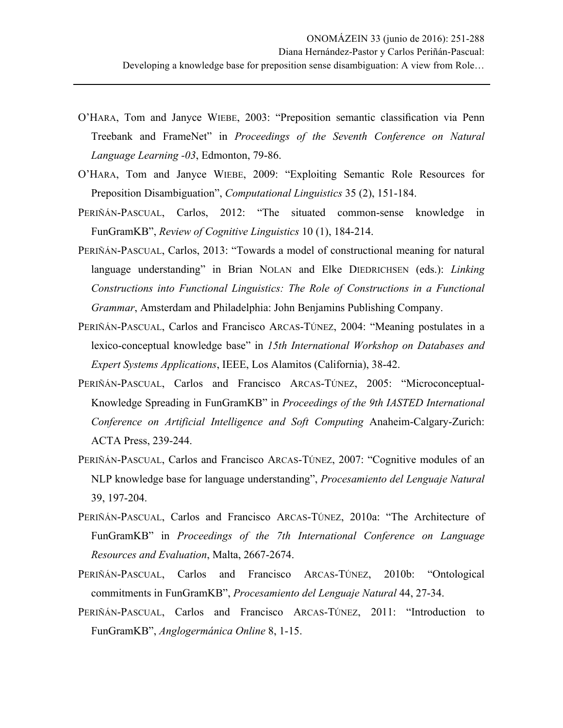O'HARA, Tom and Janyce WIEBE, 2003: "Preposition semantic classification via Penn Treebank and FrameNet" in *Proceedings of the Seventh Conference on Natural Language Learning -03*, Edmonton, 79-86.

O'HARA, Tom and Janyce WIEBE, 2009: "Exploiting Semantic Role Resources for Preposition Disambiguation", *Computational Linguistics* 35 (2), 151-184.

PERIÑÁN-PASCUAL, Carlos, 2012: "The situated common-sense knowledge in FunGramKB", *Review of Cognitive Linguistics* 10 (1), 184-214.

PERIÑÁN-PASCUAL, Carlos, 2013: "Towards a model of constructional meaning for natural language understanding" in Brian NOLAN and Elke DIEDRICHSEN (eds.): *Linking Constructions into Functional Linguistics: The Role of Constructions in a Functional Grammar*, Amsterdam and Philadelphia: John Benjamins Publishing Company.

PERIÑÁN-PASCUAL, Carlos and Francisco ARCAS-TÚNEZ, 2004: "Meaning postulates in a lexico-conceptual knowledge base" in *15th International Workshop on Databases and Expert Systems Applications*, IEEE, Los Alamitos (California), 38-42.

PERIÑÁN-PASCUAL, Carlos and Francisco ARCAS-TÚNEZ, 2005: "Microconceptual-Knowledge Spreading in FunGramKB" in *Proceedings of the 9th IASTED International Conference on Artificial Intelligence and Soft Computing* Anaheim-Calgary-Zurich: ACTA Press, 239-244.

PERIÑÁN-PASCUAL, Carlos and Francisco ARCAS-TÚNEZ, 2007: "Cognitive modules of an NLP knowledge base for language understanding", *Procesamiento del Lenguaje Natural* 39, 197-204.

PERIÑÁN-PASCUAL, Carlos and Francisco ARCAS-TÚNEZ, 2010a: "The Architecture of FunGramKB" in *Proceedings of the 7th International Conference on Language Resources and Evaluation*, Malta, 2667-2674.

PERIÑÁN-PASCUAL, Carlos and Francisco ARCAS-TÚNEZ, 2010b: "Ontological commitments in FunGramKB", *Procesamiento del Lenguaje Natural* 44, 27-34.

PERIÑÁN-PASCUAL, Carlos and Francisco ARCAS-TÚNEZ, 2011: "Introduction to FunGramKB", *Anglogermánica Online* 8, 1-15.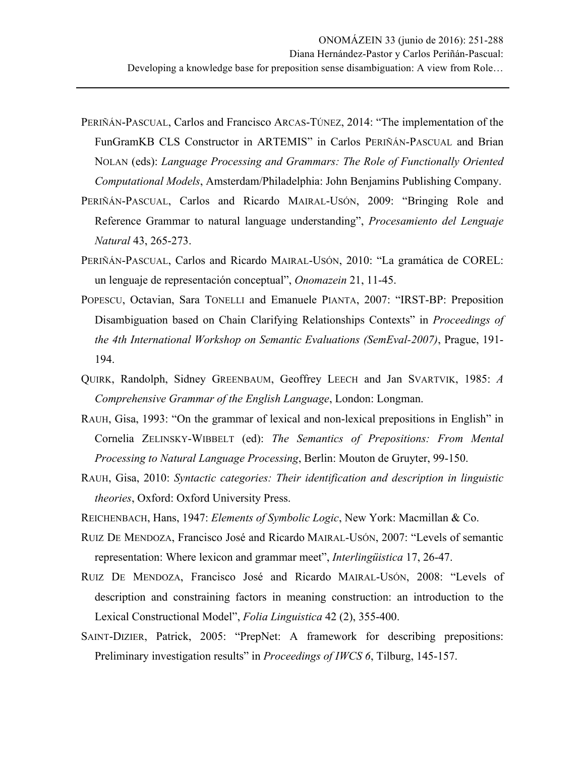PERIÑÁN-PASCUAL, Carlos and Francisco ARCAS-TÚNEZ, 2014: "The implementation of the FunGramKB CLS Constructor in ARTEMIS" in Carlos PERIÑÁN-PASCUAL and Brian NOLAN (eds): *Language Processing and Grammars: The Role of Functionally Oriented Computational Models*, Amsterdam/Philadelphia: John Benjamins Publishing Company.

PERIÑÁN-PASCUAL, Carlos and Ricardo MAIRAL-USÓN, 2009: "Bringing Role and Reference Grammar to natural language understanding", *Procesamiento del Lenguaje Natural* 43, 265-273.

PERIÑÁN-PASCUAL, Carlos and Ricardo MAIRAL-USÓN, 2010: "La gramática de COREL: un lenguaje de representación conceptual", *Onomazein* 21, 11-45.

POPESCU, Octavian, Sara TONELLI and Emanuele PIANTA, 2007: "IRST-BP: Preposition Disambiguation based on Chain Clarifying Relationships Contexts" in *Proceedings of the 4th International Workshop on Semantic Evaluations (SemEval-2007)*, Prague, 191-194.

QUIRK, Randolph, Sidney GREENBAUM, Geoffrey LEECH and Jan SVARTVIK, 1985: *A Comprehensive Grammar of the English Language*, London: Longman.

RAUH, Gisa, 1993: "On the grammar of lexical and non-lexical prepositions in English" in Cornelia ZELINSKY-WIBBELT (ed): *The Semantics of Prepositions: From Mental Processing to Natural Language Processing*, Berlin: Mouton de Gruyter, 99-150.

RAUH, Gisa, 2010: *Syntactic categories: Their identification and description in linguistic theories*, Oxford: Oxford University Press.

REICHENBACH, Hans, 1947: *Elements of Symbolic Logic*, New York: Macmillan & Co.

RUIZ DE MENDOZA, Francisco José and Ricardo MAIRAL-USÓN, 2007: "Levels of semantic representation: Where lexicon and grammar meet", *Interlingüística* 17, 26-47.

RUIZ DE MENDOZA, Francisco José and Ricardo MAIRAL-USÓN, 2008: "Levels of description and constraining factors in meaning construction: an introduction to the Lexical Constructional Model", *Folia Linguistica* 42 (2), 355-400.

SAINT-DIZIER, Patrick, 2005: "PrepNet: A framework for describing prepositions: Preliminary investigation results" in *Proceedings of IWCS 6*, Tilburg, 145-157.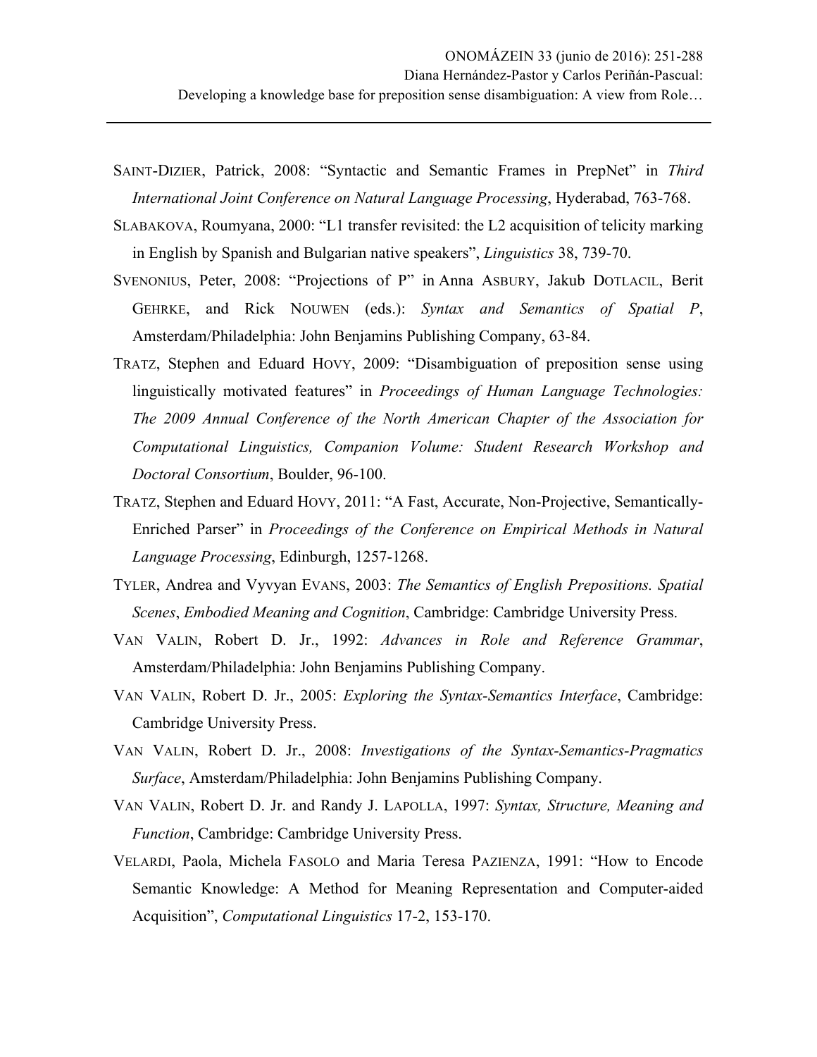SAINT-DIZIER, Patrick, 2008: "Syntactic and Semantic Frames in PrepNet" in *Third International Joint Conference on Natural Language Processing*, Hyderabad, 763-768.

SLABAKOVA, Roumyana, 2000: "L1 transfer revisited: the L2 acquisition of telicity marking in English by Spanish and Bulgarian native speakers", *Linguistics* 38, 739-70.

SVENONIUS, Peter, 2008: "Projections of P" in Anna ASBURY, Jakub DOTLACIL, Berit GEHRKE, and Rick NOUWEN (eds.): *Syntax and Semantics of Spatial P*, Amsterdam/Philadelphia: John Benjamins Publishing Company, 63-84.

TRATZ, Stephen and Eduard HOVY, 2009: "Disambiguation of preposition sense using linguistically motivated features" in *Proceedings of Human Language Technologies: The 2009 Annual Conference of the North American Chapter of the Association for Computational Linguistics, Companion Volume: Student Research Workshop and Doctoral Consortium*, Boulder, 96-100.

TRATZ, Stephen and Eduard HOVY, 2011: "A Fast, Accurate, Non-Projective, Semantically-Enriched Parser" in *Proceedings of the Conference on Empirical Methods in Natural Language Processing*, Edinburgh, 1257-1268.

TYLER, Andrea and Vyvyan EVANS, 2003: *The Semantics of English Prepositions. Spatial Scenes*, *Embodied Meaning and Cognition*, Cambridge: Cambridge University Press.

VAN VALIN, Robert D. Jr., 1992: *Advances in Role and Reference Grammar*, Amsterdam/Philadelphia: John Benjamins Publishing Company.

VAN VALIN, Robert D. Jr., 2005: *Exploring the Syntax-Semantics Interface*, Cambridge: Cambridge University Press.

VAN VALIN, Robert D. Jr., 2008: *Investigations of the Syntax-Semantics-Pragmatics Surface*, Amsterdam/Philadelphia: John Benjamins Publishing Company.

VAN VALIN, Robert D. Jr. and Randy J. LAPOLLA, 1997: *Syntax, Structure, Meaning and Function*, Cambridge: Cambridge University Press.

VELARDI, Paola, Michela FASOLO and Maria Teresa PAZIENZA, 1991: "How to Encode Semantic Knowledge: A Method for Meaning Representation and Computer-aided Acquisition", *Computational Linguistics* 17-2, 153-170.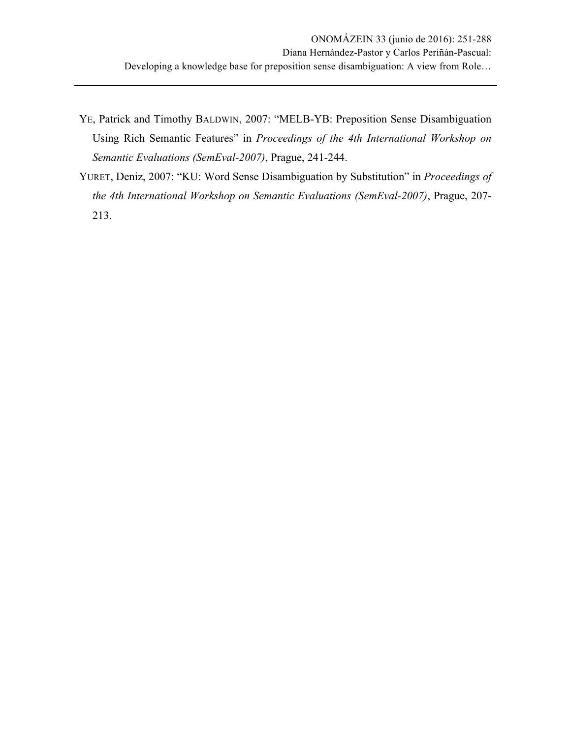YE, Patrick and Timothy BALDWIN, 2007: "MELB-YB: Preposition Sense Disambiguation Using Rich Semantic Features" in *Proceedings of the 4th International Workshop on Semantic Evaluations (SemEval-2007)*, Prague, 241-244.

YURET, Deniz, 2007: "KU: Word Sense Disambiguation by Substitution" in *Proceedings of the 4th International Workshop on Semantic Evaluations (SemEval-2007)*, Prague, 207-213.